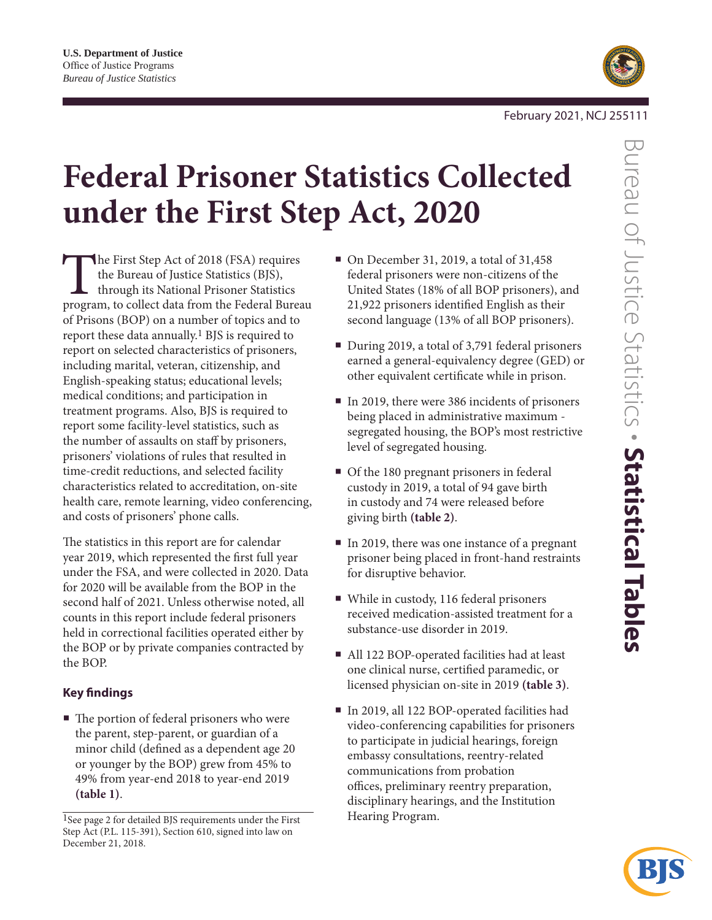U.S. Department of Justice
Office of Justice Programs
*Bureau of Justice Statistics*

February 2021, NCJ 255111

# Federal Prisoner Statistics Collected under the First Step Act, 2020

The First Step Act of 2018 (FSA) requires the Bureau of Justice Statistics (BJS), through its National Prisoner Statistics program, to collect data from the Federal Bureau of Prisons (BOP) on a number of topics and to report these data annually.[1] BJS is required to report on selected characteristics of prisoners, including marital, veteran, citizenship, and English-speaking status; educational levels; medical conditions; and participation in treatment programs. Also, BJS is required to report some facility-level statistics, such as the number of assaults on staff by prisoners, prisoners' violations of rules that resulted in time-credit reductions, and selected facility characteristics related to accreditation, on-site health care, remote learning, video conferencing, and costs of prisoners' phone calls.

The statistics in this report are for calendar year 2019, which represented the first full year under the FSA, and were collected in 2020. Data for 2020 will be available from the BOP in the second half of 2021. Unless otherwise noted, all counts in this report include federal prisoners held in correctional facilities operated either by the BOP or by private companies contracted by the BOP.

### Key findings

- The portion of federal prisoners who were the parent, step-parent, or guardian of a minor child (defined as a dependent age 20 or younger by the BOP) grew from 45% to 49% from year-end 2018 to year-end 2019 **(table 1)**.
- On December 31, 2019, a total of 31,458 federal prisoners were non-citizens of the United States (18% of all BOP prisoners), and 21,922 prisoners identified English as their second language (13% of all BOP prisoners).
- During 2019, a total of 3,791 federal prisoners earned a general-equivalency degree (GED) or other equivalent certificate while in prison.
- In 2019, there were 386 incidents of prisoners being placed in administrative maximum - segregated housing, the BOP's most restrictive level of segregated housing.
- Of the 180 pregnant prisoners in federal custody in 2019, a total of 94 gave birth in custody and 74 were released before giving birth **(table 2)**.
- In 2019, there was one instance of a pregnant prisoner being placed in front-hand restraints for disruptive behavior.
- While in custody, 116 federal prisoners received medication-assisted treatment for a substance-use disorder in 2019.
- All 122 BOP-operated facilities had at least one clinical nurse, certified paramedic, or licensed physician on-site in 2019 **(table 3)**.
- In 2019, all 122 BOP-operated facilities had video-conferencing capabilities for prisoners to participate in judicial hearings, foreign embassy consultations, reentry-related communications from probation offices, preliminary reentry preparation, disciplinary hearings, and the Institution Hearing Program.

[1]See page 2 for detailed BJS requirements under the First Step Act (P.L. 115-391), Section 610, signed into law on December 21, 2018.

Bureau of Justice Statistics • **Statistical Tables**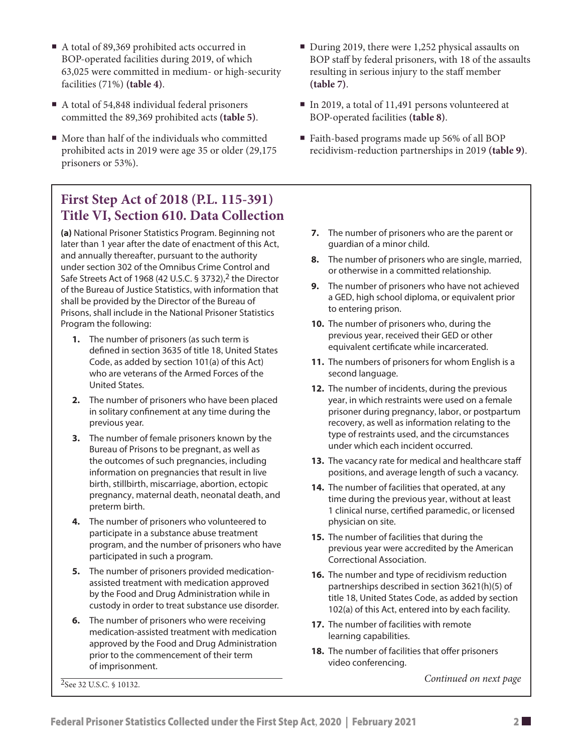- A total of 89,369 prohibited acts occurred in BOP-operated facilities during 2019, of which 63,025 were committed in medium- or high-security facilities (71%) **(table 4)**.
- A total of 54,848 individual federal prisoners committed the 89,369 prohibited acts **(table 5)**.
- More than half of the individuals who committed prohibited acts in 2019 were age 35 or older (29,175 prisoners or 53%).
- During 2019, there were 1,252 physical assaults on BOP staff by federal prisoners, with 18 of the assaults resulting in serious injury to the staff member **(table 7)**.
- In 2019, a total of 11,491 persons volunteered at BOP-operated facilities **(table 8)**.
- Faith-based programs made up 56% of all BOP recidivism-reduction partnerships in 2019 **(table 9)**.

## First Step Act of 2018 (P.L. 115-391) Title VI, Section 610. Data Collection

**(a)** National Prisoner Statistics Program. Beginning not later than 1 year after the date of enactment of this Act, and annually thereafter, pursuant to the authority under section 302 of the Omnibus Crime Control and Safe Streets Act of 1968 (42 U.S.C. § 3732),[2] the Director of the Bureau of Justice Statistics, with information that shall be provided by the Director of the Bureau of Prisons, shall include in the National Prisoner Statistics Program the following:

1. The number of prisoners (as such term is defined in section 3635 of title 18, United States Code, as added by section 101(a) of this Act) who are veterans of the Armed Forces of the United States.
2. The number of prisoners who have been placed in solitary confinement at any time during the previous year.
3. The number of female prisoners known by the Bureau of Prisons to be pregnant, as well as the outcomes of such pregnancies, including information on pregnancies that result in live birth, stillbirth, miscarriage, abortion, ectopic pregnancy, maternal death, neonatal death, and preterm birth.
4. The number of prisoners who volunteered to participate in a substance abuse treatment program, and the number of prisoners who have participated in such a program.
5. The number of prisoners provided medication-assisted treatment with medication approved by the Food and Drug Administration while in custody in order to treat substance use disorder.
6. The number of prisoners who were receiving medication-assisted treatment with medication approved by the Food and Drug Administration prior to the commencement of their term of imprisonment.
7. The number of prisoners who are the parent or guardian of a minor child.
8. The number of prisoners who are single, married, or otherwise in a committed relationship.
9. The number of prisoners who have not achieved a GED, high school diploma, or equivalent prior to entering prison.
10. The number of prisoners who, during the previous year, received their GED or other equivalent certificate while incarcerated.
11. The numbers of prisoners for whom English is a second language.
12. The number of incidents, during the previous year, in which restraints were used on a female prisoner during pregnancy, labor, or postpartum recovery, as well as information relating to the type of restraints used, and the circumstances under which each incident occurred.
13. The vacancy rate for medical and healthcare staff positions, and average length of such a vacancy.
14. The number of facilities that operated, at any time during the previous year, without at least 1 clinical nurse, certified paramedic, or licensed physician on site.
15. The number of facilities that during the previous year were accredited by the American Correctional Association.
16. The number and type of recidivism reduction partnerships described in section 3621(h)(5) of title 18, United States Code, as added by section 102(a) of this Act, entered into by each facility.
17. The number of facilities with remote learning capabilities.
18. The number of facilities that offer prisoners video conferencing.

*Continued on next page*

[2]See 32 U.S.C. § 10132.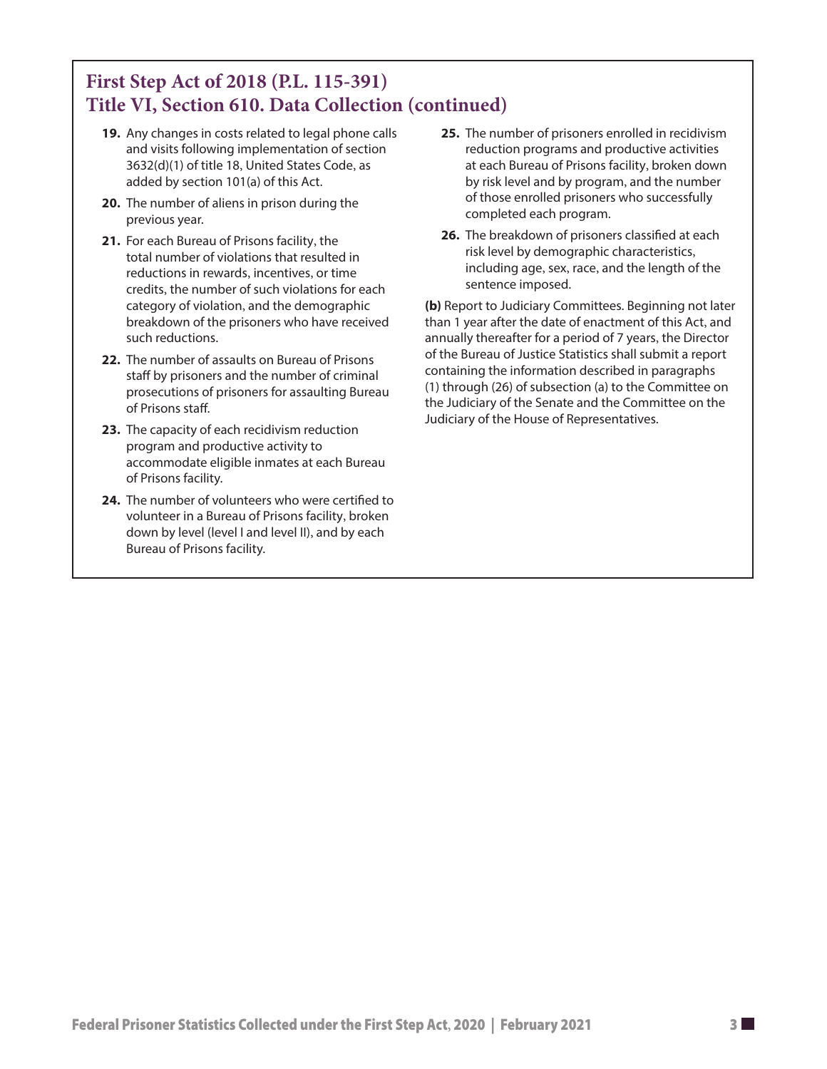## First Step Act of 2018 (P.L. 115-391)
## Title VI, Section 610. Data Collection (continued)

19. Any changes in costs related to legal phone calls and visits following implementation of section 3632(d)(1) of title 18, United States Code, as added by section 101(a) of this Act.
20. The number of aliens in prison during the previous year.
21. For each Bureau of Prisons facility, the total number of violations that resulted in reductions in rewards, incentives, or time credits, the number of such violations for each category of violation, and the demographic breakdown of the prisoners who have received such reductions.
22. The number of assaults on Bureau of Prisons staff by prisoners and the number of criminal prosecutions of prisoners for assaulting Bureau of Prisons staff.
23. The capacity of each recidivism reduction program and productive activity to accommodate eligible inmates at each Bureau of Prisons facility.
24. The number of volunteers who were certified to volunteer in a Bureau of Prisons facility, broken down by level (level I and level II), and by each Bureau of Prisons facility.
25. The number of prisoners enrolled in recidivism reduction programs and productive activities at each Bureau of Prisons facility, broken down by risk level and by program, and the number of those enrolled prisoners who successfully completed each program.
26. The breakdown of prisoners classified at each risk level by demographic characteristics, including age, sex, race, and the length of the sentence imposed.

**(b)** Report to Judiciary Committees. Beginning not later than 1 year after the date of enactment of this Act, and annually thereafter for a period of 7 years, the Director of the Bureau of Justice Statistics shall submit a report containing the information described in paragraphs (1) through (26) of subsection (a) to the Committee on the Judiciary of the Senate and the Committee on the Judiciary of the House of Representatives.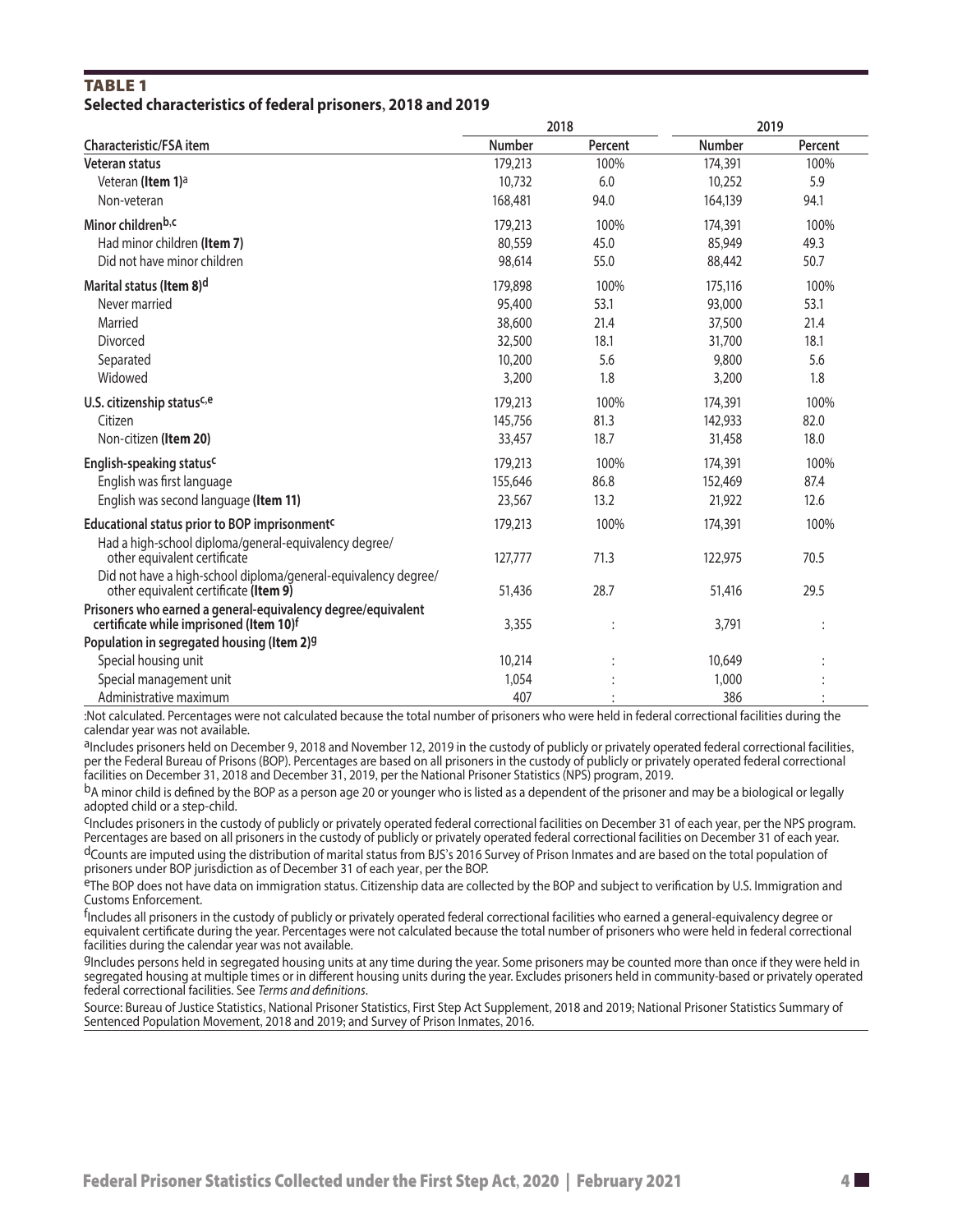## TABLE 1
**Selected characteristics of federal prisoners, 2018 and 2019**

| Characteristic/FSA item | 2018 | | 2019 | |
|---|---|---|---|---|
| | Number | Percent | Number | Percent |
| **Veteran status** | 179,213 | 100% | 174,391 | 100% |
| Veteran **(Item 1)**[a] | 10,732 | 6.0 | 10,252 | 5.9 |
| Non-veteran | 168,481 | 94.0 | 164,139 | 94.1 |
| **Minor children**[b,c] | 179,213 | 100% | 174,391 | 100% |
| Had minor children **(Item 7)** | 80,559 | 45.0 | 85,949 | 49.3 |
| Did not have minor children | 98,614 | 55.0 | 88,442 | 50.7 |
| **Marital status (Item 8)**[d] | 179,898 | 100% | 175,116 | 100% |
| Never married | 95,400 | 53.1 | 93,000 | 53.1 |
| Married | 38,600 | 21.4 | 37,500 | 21.4 |
| Divorced | 32,500 | 18.1 | 31,700 | 18.1 |
| Separated | 10,200 | 5.6 | 9,800 | 5.6 |
| Widowed | 3,200 | 1.8 | 3,200 | 1.8 |
| **U.S. citizenship status**[c,e] | 179,213 | 100% | 174,391 | 100% |
| Citizen | 145,756 | 81.3 | 142,933 | 82.0 |
| Non-citizen **(Item 20)** | 33,457 | 18.7 | 31,458 | 18.0 |
| **English-speaking status**[c] | 179,213 | 100% | 174,391 | 100% |
| English was first language | 155,646 | 86.8 | 152,469 | 87.4 |
| English was second language **(Item 11)** | 23,567 | 13.2 | 21,922 | 12.6 |
| **Educational status prior to BOP imprisonment**[c] | 179,213 | 100% | 174,391 | 100% |
| Had a high-school diploma/general-equivalency degree/ other equivalent certificate | 127,777 | 71.3 | 122,975 | 70.5 |
| Did not have a high-school diploma/general-equivalency degree/ other equivalent certificate **(Item 9)** | 51,436 | 28.7 | 51,416 | 29.5 |
| **Prisoners who earned a general-equivalency degree/equivalent certificate while imprisoned (Item 10)**[f] | 3,355 | : | 3,791 | : |
| **Population in segregated housing (Item 2)**[g] | | | | |
| Special housing unit | 10,214 | : | 10,649 | : |
| Special management unit | 1,054 | : | 1,000 | : |
| Administrative maximum | 407 | : | 386 | : |

:Not calculated. Percentages were not calculated because the total number of prisoners who were held in federal correctional facilities during the calendar year was not available.

[a]Includes prisoners held on December 9, 2018 and November 12, 2019 in the custody of publicly or privately operated federal correctional facilities, per the Federal Bureau of Prisons (BOP). Percentages are based on all prisoners in the custody of publicly or privately operated federal correctional facilities on December 31, 2018 and December 31, 2019, per the National Prisoner Statistics (NPS) program, 2019.

[b]A minor child is defined by the BOP as a person age 20 or younger who is listed as a dependent of the prisoner and may be a biological or legally adopted child or a step-child.

[c]Includes prisoners in the custody of publicly or privately operated federal correctional facilities on December 31 of each year, per the NPS program. Percentages are based on all prisoners in the custody of publicly or privately operated federal correctional facilities on December 31 of each year.

[d]Counts are imputed using the distribution of marital status from BJS's 2016 Survey of Prison Inmates and are based on the total population of prisoners under BOP jurisdiction as of December 31 of each year, per the BOP.

[e]The BOP does not have data on immigration status. Citizenship data are collected by the BOP and subject to verification by U.S. Immigration and Customs Enforcement.

[f]Includes all prisoners in the custody of publicly or privately operated federal correctional facilities who earned a general-equivalency degree or equivalent certificate during the year. Percentages were not calculated because the total number of prisoners who were held in federal correctional facilities during the calendar year was not available.

[g]Includes persons held in segregated housing units at any time during the year. Some prisoners may be counted more than once if they were held in segregated housing at multiple times or in different housing units during the year. Excludes prisoners held in community-based or privately operated federal correctional facilities. See *Terms and definitions*.

Source: Bureau of Justice Statistics, National Prisoner Statistics, First Step Act Supplement, 2018 and 2019; National Prisoner Statistics Summary of Sentenced Population Movement, 2018 and 2019; and Survey of Prison Inmates, 2016.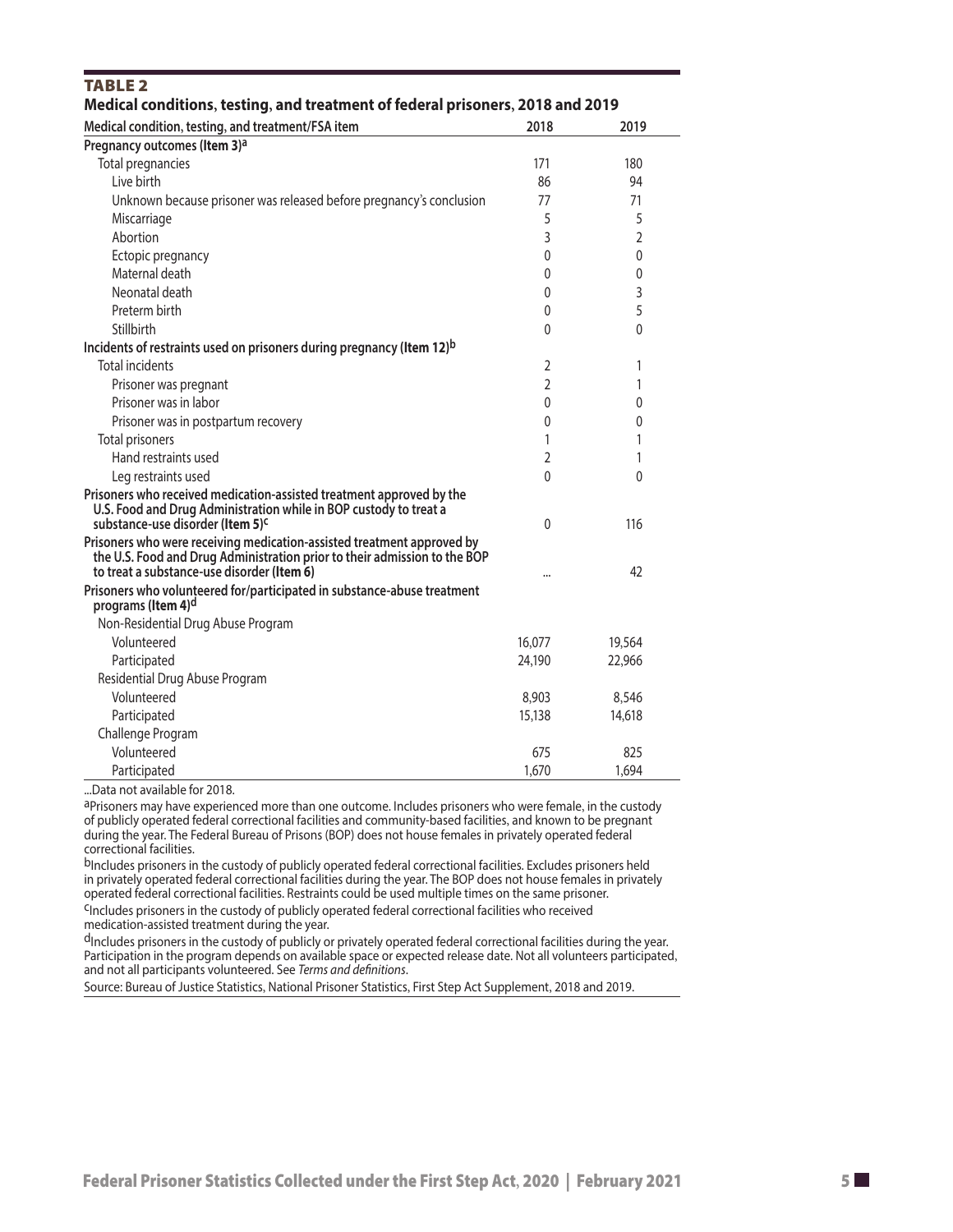**TABLE 2**

**Medical conditions, testing, and treatment of federal prisoners, 2018 and 2019**

| Medical condition, testing, and treatment/FSA item | 2018 | 2019 |
|---|---|---|
| **Pregnancy outcomes (Item 3)[a]** | | |
| Total pregnancies | 171 | 180 |
| Live birth | 86 | 94 |
| Unknown because prisoner was released before pregnancy's conclusion | 77 | 71 |
| Miscarriage | 5 | 5 |
| Abortion | 3 | 2 |
| Ectopic pregnancy | 0 | 0 |
| Maternal death | 0 | 0 |
| Neonatal death | 0 | 3 |
| Preterm birth | 0 | 5 |
| Stillbirth | 0 | 0 |
| **Incidents of restraints used on prisoners during pregnancy (Item 12)[b]** | | |
| Total incidents | 2 | 1 |
| Prisoner was pregnant | 2 | 1 |
| Prisoner was in labor | 0 | 0 |
| Prisoner was in postpartum recovery | 0 | 0 |
| Total prisoners | 1 | 1 |
| Hand restraints used | 2 | 1 |
| Leg restraints used | 0 | 0 |
| **Prisoners who received medication-assisted treatment approved by the U.S. Food and Drug Administration while in BOP custody to treat a substance-use disorder (Item 5)[c]** | 0 | 116 |
| **Prisoners who were receiving medication-assisted treatment approved by the U.S. Food and Drug Administration prior to their admission to the BOP to treat a substance-use disorder (Item 6)** | ... | 42 |
| **Prisoners who volunteered for/participated in substance-abuse treatment programs (Item 4)[d]** | | |
| Non-Residential Drug Abuse Program | | |
| Volunteered | 16,077 | 19,564 |
| Participated | 24,190 | 22,966 |
| Residential Drug Abuse Program | | |
| Volunteered | 8,903 | 8,546 |
| Participated | 15,138 | 14,618 |
| Challenge Program | | |
| Volunteered | 675 | 825 |
| Participated | 1,670 | 1,694 |

...Data not available for 2018.

[a]Prisoners may have experienced more than one outcome. Includes prisoners who were female, in the custody of publicly operated federal correctional facilities and community-based facilities, and known to be pregnant during the year. The Federal Bureau of Prisons (BOP) does not house females in privately operated federal correctional facilities.

[b]Includes prisoners in the custody of publicly operated federal correctional facilities. Excludes prisoners held in privately operated federal correctional facilities during the year. The BOP does not house females in privately operated federal correctional facilities. Restraints could be used multiple times on the same prisoner.

[c]Includes prisoners in the custody of publicly operated federal correctional facilities who received medication-assisted treatment during the year.

[d]Includes prisoners in the custody of publicly or privately operated federal correctional facilities during the year. Participation in the program depends on available space or expected release date. Not all volunteers participated, and not all participants volunteered. See *Terms and definitions*.

Source: Bureau of Justice Statistics, National Prisoner Statistics, First Step Act Supplement, 2018 and 2019.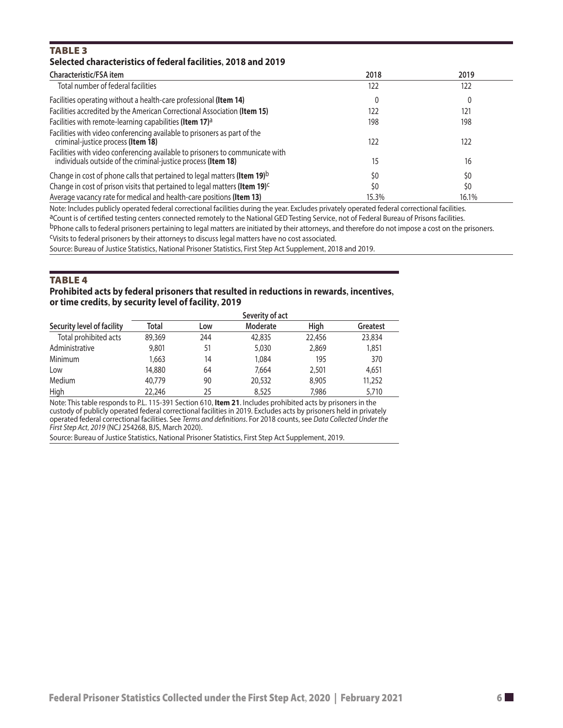## TABLE 3

### Selected characteristics of federal facilities, 2018 and 2019

| Characteristic/FSA item | 2018 | 2019 |
|---|---|---|
| Total number of federal facilities | 122 | 122 |
| Facilities operating without a health-care professional **(Item 14)** | 0 | 0 |
| Facilities accredited by the American Correctional Association **(Item 15)** | 122 | 121 |
| Facilities with remote-learning capabilities **(Item 17)**[a] | 198 | 198 |
| Facilities with video conferencing available to prisoners as part of the criminal-justice process **(Item 18)** | 122 | 122 |
| Facilities with video conferencing available to prisoners to communicate with individuals outside of the criminal-justice process **(Item 18)** | 15 | 16 |
| Change in cost of phone calls that pertained to legal matters **(Item 19)**[b] | $0 | $0 |
| Change in cost of prison visits that pertained to legal matters **(Item 19)**[c] | $0 | $0 |
| Average vacancy rate for medical and health-care positions **(Item 13)** | 15.3% | 16.1% |

Note: Includes publicly operated federal correctional facilities during the year. Excludes privately operated federal correctional facilities.
[a]Count is of certified testing centers connected remotely to the National GED Testing Service, not of Federal Bureau of Prisons facilities.
[b]Phone calls to federal prisoners pertaining to legal matters are initiated by their attorneys, and therefore do not impose a cost on the prisoners.
[c]Visits to federal prisoners by their attorneys to discuss legal matters have no cost associated.
Source: Bureau of Justice Statistics, National Prisoner Statistics, First Step Act Supplement, 2018 and 2019.

## TABLE 4

### Prohibited acts by federal prisoners that resulted in reductions in rewards, incentives, or time credits, by security level of facility, 2019

| | Severity of act | | | | |
|---|---|---|---|---|---|
| Security level of facility | Total | Low | Moderate | High | Greatest |
| Total prohibited acts | 89,369 | 244 | 42,835 | 22,456 | 23,834 |
| Administrative | 9,801 | 51 | 5,030 | 2,869 | 1,851 |
| Minimum | 1,663 | 14 | 1,084 | 195 | 370 |
| Low | 14,880 | 64 | 7,664 | 2,501 | 4,651 |
| Medium | 40,779 | 90 | 20,532 | 8,905 | 11,252 |
| High | 22,246 | 25 | 8,525 | 7,986 | 5,710 |

Note: This table responds to P.L. 115-391 Section 610, **Item 21**. Includes prohibited acts by prisoners in the custody of publicly operated federal correctional facilities in 2019. Excludes acts by prisoners held in privately operated federal correctional facilities. See *Terms and definitions*. For 2018 counts, see *Data Collected Under the First Step Act, 2019* (NCJ 254268, BJS, March 2020).
Source: Bureau of Justice Statistics, National Prisoner Statistics, First Step Act Supplement, 2019.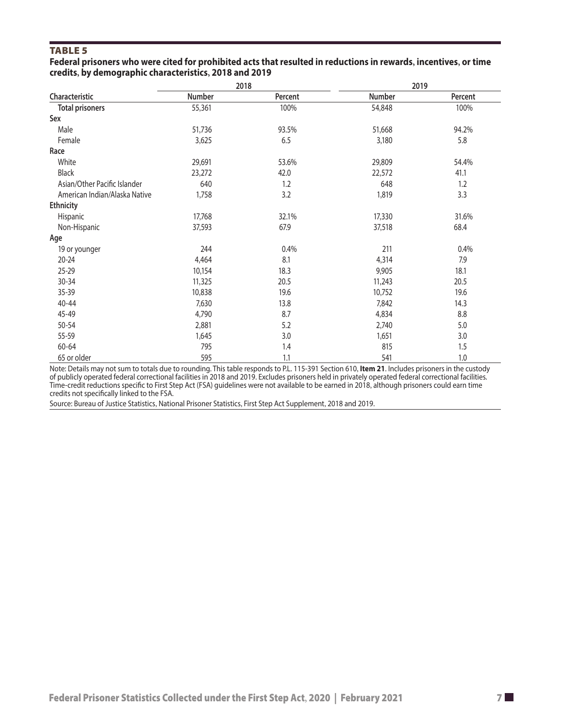## TABLE 5

**Federal prisoners who were cited for prohibited acts that resulted in reductions in rewards, incentives, or time credits, by demographic characteristics, 2018 and 2019**

| Characteristic | 2018 | | 2019 | |
|---|---|---|---|---|
| | Number | Percent | Number | Percent |
| **Total prisoners** | 55,361 | 100% | 54,848 | 100% |
| **Sex** | | | | |
| Male | 51,736 | 93.5% | 51,668 | 94.2% |
| Female | 3,625 | 6.5 | 3,180 | 5.8 |
| **Race** | | | | |
| White | 29,691 | 53.6% | 29,809 | 54.4% |
| Black | 23,272 | 42.0 | 22,572 | 41.1 |
| Asian/Other Pacific Islander | 640 | 1.2 | 648 | 1.2 |
| American Indian/Alaska Native | 1,758 | 3.2 | 1,819 | 3.3 |
| **Ethnicity** | | | | |
| Hispanic | 17,768 | 32.1% | 17,330 | 31.6% |
| Non-Hispanic | 37,593 | 67.9 | 37,518 | 68.4 |
| **Age** | | | | |
| 19 or younger | 244 | 0.4% | 211 | 0.4% |
| 20-24 | 4,464 | 8.1 | 4,314 | 7.9 |
| 25-29 | 10,154 | 18.3 | 9,905 | 18.1 |
| 30-34 | 11,325 | 20.5 | 11,243 | 20.5 |
| 35-39 | 10,838 | 19.6 | 10,752 | 19.6 |
| 40-44 | 7,630 | 13.8 | 7,842 | 14.3 |
| 45-49 | 4,790 | 8.7 | 4,834 | 8.8 |
| 50-54 | 2,881 | 5.2 | 2,740 | 5.0 |
| 55-59 | 1,645 | 3.0 | 1,651 | 3.0 |
| 60-64 | 795 | 1.4 | 815 | 1.5 |
| 65 or older | 595 | 1.1 | 541 | 1.0 |

Note: Details may not sum to totals due to rounding. This table responds to P.L. 115-391 Section 610, **Item 21**. Includes prisoners in the custody of publicly operated federal correctional facilities in 2018 and 2019. Excludes prisoners held in privately operated federal correctional facilities. Time-credit reductions specific to First Step Act (FSA) guidelines were not available to be earned in 2018, although prisoners could earn time credits not specifically linked to the FSA.

Source: Bureau of Justice Statistics, National Prisoner Statistics, First Step Act Supplement, 2018 and 2019.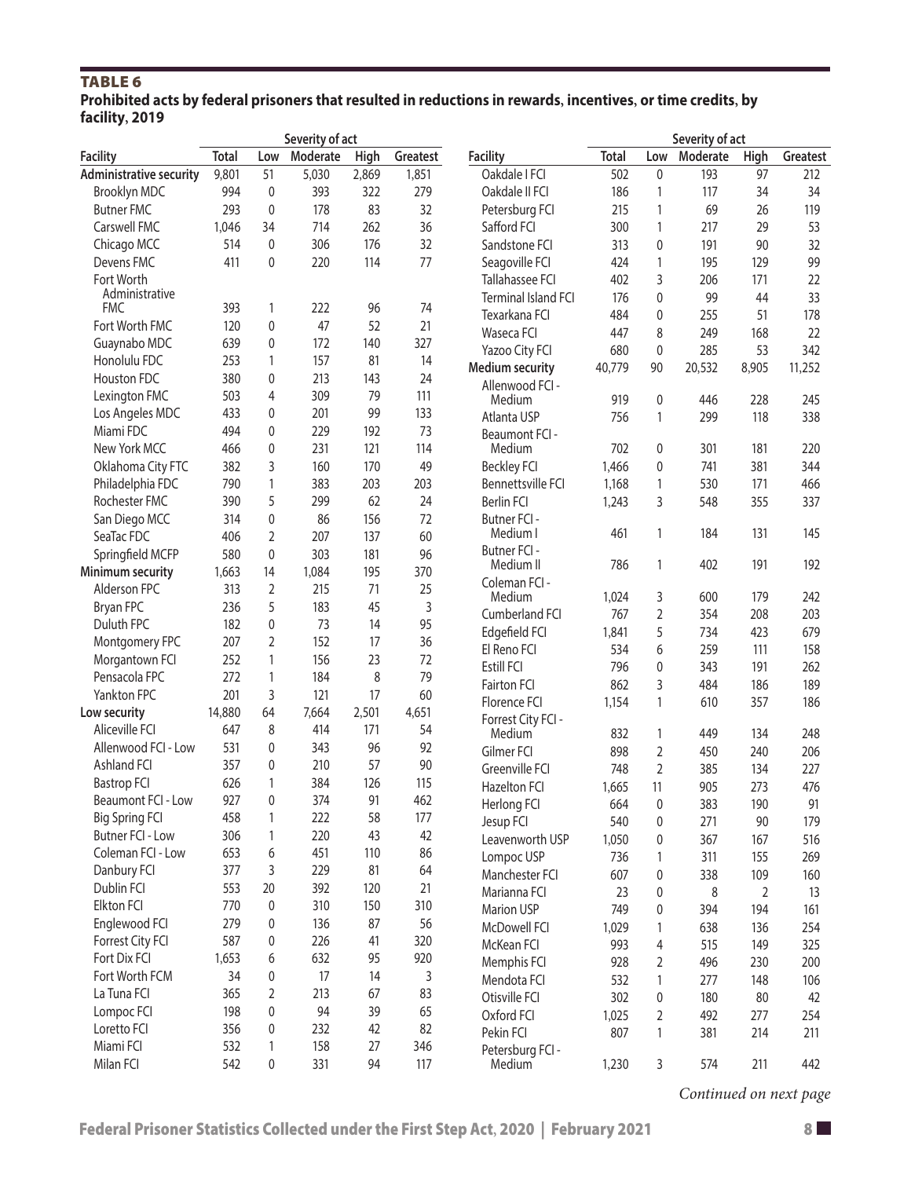# TABLE 6

**Prohibited acts by federal prisoners that resulted in reductions in rewards, incentives, or time credits, by facility, 2019**

| Facility | Total | Low | Moderate | High | Greatest |
|---|---|---|---|---|---|
| | | Severity of act | | | |
| **Administrative security** | 9,801 | 51 | 5,030 | 2,869 | 1,851 |
| Brooklyn MDC | 994 | 0 | 393 | 322 | 279 |
| Butner FMC | 293 | 0 | 178 | 83 | 32 |
| Carswell FMC | 1,046 | 34 | 714 | 262 | 36 |
| Chicago MCC | 514 | 0 | 306 | 176 | 32 |
| Devens FMC | 411 | 0 | 220 | 114 | 77 |
| Fort Worth Administrative FMC | 393 | 1 | 222 | 96 | 74 |
| Fort Worth FMC | 120 | 0 | 47 | 52 | 21 |
| Guaynabo MDC | 639 | 0 | 172 | 140 | 327 |
| Honolulu FDC | 253 | 1 | 157 | 81 | 14 |
| Houston FDC | 380 | 0 | 213 | 143 | 24 |
| Lexington FMC | 503 | 4 | 309 | 79 | 111 |
| Los Angeles MDC | 433 | 0 | 201 | 99 | 133 |
| Miami FDC | 494 | 0 | 229 | 192 | 73 |
| New York MCC | 466 | 0 | 231 | 121 | 114 |
| Oklahoma City FTC | 382 | 3 | 160 | 170 | 49 |
| Philadelphia FDC | 790 | 1 | 383 | 203 | 203 |
| Rochester FMC | 390 | 5 | 299 | 62 | 24 |
| San Diego MCC | 314 | 0 | 86 | 156 | 72 |
| SeaTac FDC | 406 | 2 | 207 | 137 | 60 |
| Springfield MCFP | 580 | 0 | 303 | 181 | 96 |
| **Minimum security** | 1,663 | 14 | 1,084 | 195 | 370 |
| Alderson FPC | 313 | 2 | 215 | 71 | 25 |
| Bryan FPC | 236 | 5 | 183 | 45 | 3 |
| Duluth FPC | 182 | 0 | 73 | 14 | 95 |
| Montgomery FPC | 207 | 2 | 152 | 17 | 36 |
| Morgantown FCI | 252 | 1 | 156 | 23 | 72 |
| Pensacola FPC | 272 | 1 | 184 | 8 | 79 |
| Yankton FPC | 201 | 3 | 121 | 17 | 60 |
| **Low security** | 14,880 | 64 | 7,664 | 2,501 | 4,651 |
| Aliceville FCI | 647 | 8 | 414 | 171 | 54 |
| Allenwood FCI - Low | 531 | 0 | 343 | 96 | 92 |
| Ashland FCI | 357 | 0 | 210 | 57 | 90 |
| Bastrop FCI | 626 | 1 | 384 | 126 | 115 |
| Beaumont FCI - Low | 927 | 0 | 374 | 91 | 462 |
| Big Spring FCI | 458 | 1 | 222 | 58 | 177 |
| Butner FCI - Low | 306 | 1 | 220 | 43 | 42 |
| Coleman FCI - Low | 653 | 6 | 451 | 110 | 86 |
| Danbury FCI | 377 | 3 | 229 | 81 | 64 |
| Dublin FCI | 553 | 20 | 392 | 120 | 21 |
| Elkton FCI | 770 | 0 | 310 | 150 | 310 |
| Englewood FCI | 279 | 0 | 136 | 87 | 56 |
| Forrest City FCI | 587 | 0 | 226 | 41 | 320 |
| Fort Dix FCI | 1,653 | 6 | 632 | 95 | 920 |
| Fort Worth FCM | 34 | 0 | 17 | 14 | 3 |
| La Tuna FCI | 365 | 2 | 213 | 67 | 83 |
| Lompoc FCI | 198 | 0 | 94 | 39 | 65 |
| Loretto FCI | 356 | 0 | 232 | 42 | 82 |
| Miami FCI | 532 | 1 | 158 | 27 | 346 |
| Milan FCI | 542 | 0 | 331 | 94 | 117 |
| Oakdale I FCI | 502 | 0 | 193 | 97 | 212 |
| Oakdale II FCI | 186 | 1 | 117 | 34 | 34 |
| Petersburg FCI | 215 | 1 | 69 | 26 | 119 |
| Safford FCI | 300 | 1 | 217 | 29 | 53 |
| Sandstone FCI | 313 | 0 | 191 | 90 | 32 |
| Seagoville FCI | 424 | 1 | 195 | 129 | 99 |
| Tallahassee FCI | 402 | 3 | 206 | 171 | 22 |
| Terminal Island FCI | 176 | 0 | 99 | 44 | 33 |
| Texarkana FCI | 484 | 0 | 255 | 51 | 178 |
| Waseca FCI | 447 | 8 | 249 | 168 | 22 |
| Yazoo City FCI | 680 | 0 | 285 | 53 | 342 |
| **Medium security** | 40,779 | 90 | 20,532 | 8,905 | 11,252 |
| Allenwood FCI - Medium | 919 | 0 | 446 | 228 | 245 |
| Atlanta USP | 756 | 1 | 299 | 118 | 338 |
| Beaumont FCI - Medium | 702 | 0 | 301 | 181 | 220 |
| Beckley FCI | 1,466 | 0 | 741 | 381 | 344 |
| Bennettsville FCI | 1,168 | 1 | 530 | 171 | 466 |
| Berlin FCI | 1,243 | 3 | 548 | 355 | 337 |
| Butner FCI - Medium I | 461 | 1 | 184 | 131 | 145 |
| Butner FCI - Medium II | 786 | 1 | 402 | 191 | 192 |
| Coleman FCI - Medium | 1,024 | 3 | 600 | 179 | 242 |
| Cumberland FCI | 767 | 2 | 354 | 208 | 203 |
| Edgefield FCI | 1,841 | 5 | 734 | 423 | 679 |
| El Reno FCI | 534 | 6 | 259 | 111 | 158 |
| Estill FCI | 796 | 0 | 343 | 191 | 262 |
| Fairton FCI | 862 | 3 | 484 | 186 | 189 |
| Florence FCI | 1,154 | 1 | 610 | 357 | 186 |
| Forrest City FCI - Medium | 832 | 1 | 449 | 134 | 248 |
| Gilmer FCI | 898 | 2 | 450 | 240 | 206 |
| Greenville FCI | 748 | 2 | 385 | 134 | 227 |
| Hazelton FCI | 1,665 | 11 | 905 | 273 | 476 |
| Herlong FCI | 664 | 0 | 383 | 190 | 91 |
| Jesup FCI | 540 | 0 | 271 | 90 | 179 |
| Leavenworth USP | 1,050 | 0 | 367 | 167 | 516 |
| Lompoc USP | 736 | 1 | 311 | 155 | 269 |
| Manchester FCI | 607 | 0 | 338 | 109 | 160 |
| Marianna FCI | 23 | 0 | 8 | 2 | 13 |
| Marion USP | 749 | 0 | 394 | 194 | 161 |
| McDowell FCI | 1,029 | 1 | 638 | 136 | 254 |
| McKean FCI | 993 | 4 | 515 | 149 | 325 |
| Memphis FCI | 928 | 2 | 496 | 230 | 200 |
| Mendota FCI | 532 | 1 | 277 | 148 | 106 |
| Otisville FCI | 302 | 0 | 180 | 80 | 42 |
| Oxford FCI | 1,025 | 2 | 492 | 277 | 254 |
| Pekin FCI | 807 | 1 | 381 | 214 | 211 |
| Petersburg FCI - Medium | 1,230 | 3 | 574 | 211 | 442 |

*Continued on next page*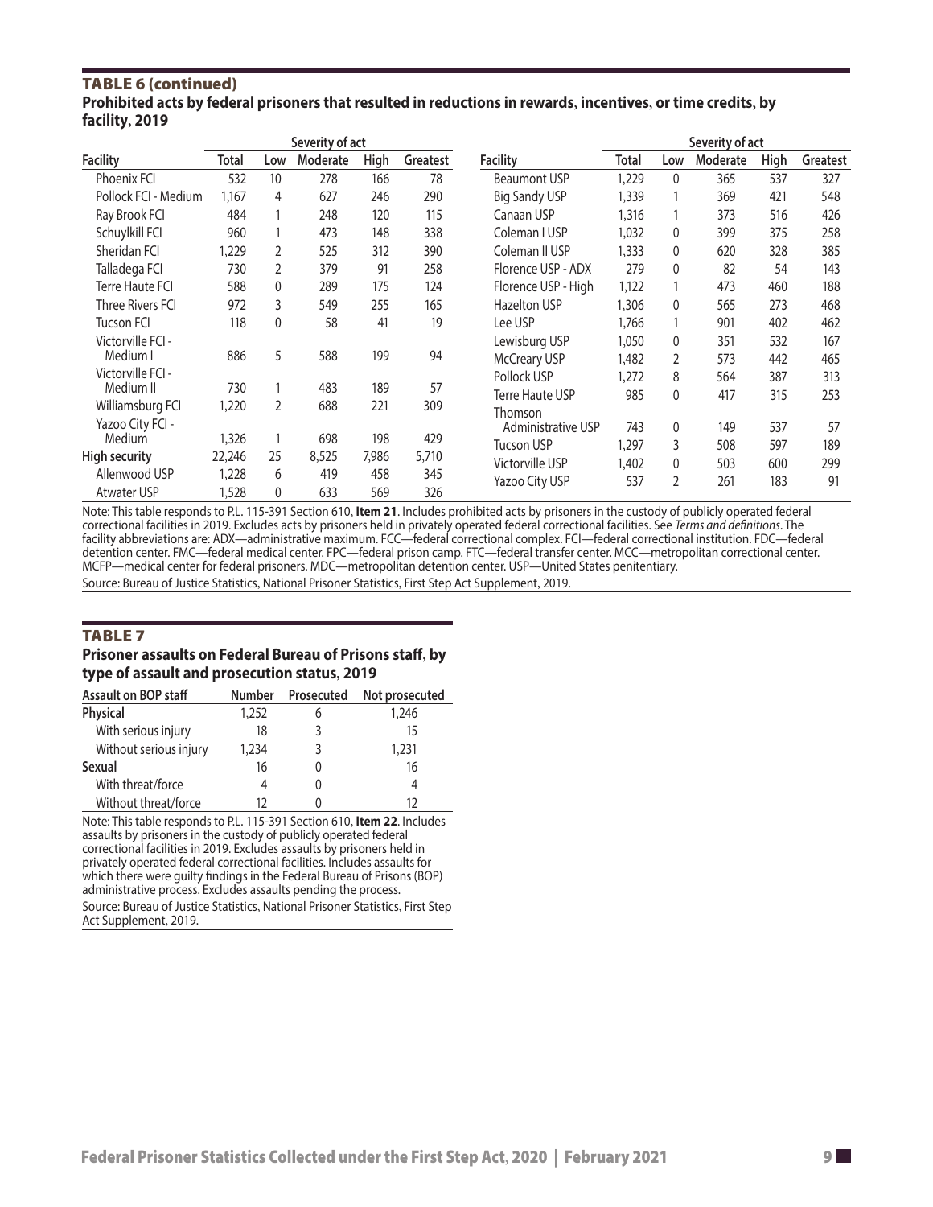## TABLE 6 (continued)

**Prohibited acts by federal prisoners that resulted in reductions in rewards, incentives, or time credits, by facility, 2019**

| | | Severity of act | | | |
|---|---|---|---|---|---|
| Facility | Total | Low | Moderate | High | Greatest |
| Phoenix FCI | 532 | 10 | 278 | 166 | 78 |
| Pollock FCI - Medium | 1,167 | 4 | 627 | 246 | 290 |
| Ray Brook FCI | 484 | 1 | 248 | 120 | 115 |
| Schuylkill FCI | 960 | 1 | 473 | 148 | 338 |
| Sheridan FCI | 1,229 | 2 | 525 | 312 | 390 |
| Talladega FCI | 730 | 2 | 379 | 91 | 258 |
| Terre Haute FCI | 588 | 0 | 289 | 175 | 124 |
| Three Rivers FCI | 972 | 3 | 549 | 255 | 165 |
| Tucson FCI | 118 | 0 | 58 | 41 | 19 |
| Victorville FCI - Medium I | 886 | 5 | 588 | 199 | 94 |
| Victorville FCI - Medium II | 730 | 1 | 483 | 189 | 57 |
| Williamsburg FCI | 1,220 | 2 | 688 | 221 | 309 |
| Yazoo City FCI - Medium | 1,326 | 1 | 698 | 198 | 429 |
| **High security** | 22,246 | 25 | 8,525 | 7,986 | 5,710 |
| Allenwood USP | 1,228 | 6 | 419 | 458 | 345 |
| Atwater USP | 1,528 | 0 | 633 | 569 | 326 |
| Beaumont USP | 1,229 | 0 | 365 | 537 | 327 |
| Big Sandy USP | 1,339 | 1 | 369 | 421 | 548 |
| Canaan USP | 1,316 | 1 | 373 | 516 | 426 |
| Coleman I USP | 1,032 | 0 | 399 | 375 | 258 |
| Coleman II USP | 1,333 | 0 | 620 | 328 | 385 |
| Florence USP - ADX | 279 | 0 | 82 | 54 | 143 |
| Florence USP - High | 1,122 | 1 | 473 | 460 | 188 |
| Hazelton USP | 1,306 | 0 | 565 | 273 | 468 |
| Lee USP | 1,766 | 1 | 901 | 402 | 462 |
| Lewisburg USP | 1,050 | 0 | 351 | 532 | 167 |
| McCreary USP | 1,482 | 2 | 573 | 442 | 465 |
| Pollock USP | 1,272 | 8 | 564 | 387 | 313 |
| Terre Haute USP | 985 | 0 | 417 | 315 | 253 |
| Thomson Administrative USP | 743 | 0 | 149 | 537 | 57 |
| Tucson USP | 1,297 | 3 | 508 | 597 | 189 |
| Victorville USP | 1,402 | 0 | 503 | 600 | 299 |
| Yazoo City USP | 537 | 2 | 261 | 183 | 91 |

Note: This table responds to P.L. 115-391 Section 610, **Item 21**. Includes prohibited acts by prisoners in the custody of publicly operated federal correctional facilities in 2019. Excludes acts by prisoners held in privately operated federal correctional facilities. See *Terms and definitions*. The facility abbreviations are: ADX—administrative maximum. FCC—federal correctional complex. FCI—federal correctional institution. FDC—federal detention center. FMC—federal medical center. FPC—federal prison camp. FTC—federal transfer center. MCC—metropolitan correctional center. MCFP—medical center for federal prisoners. MDC—metropolitan detention center. USP—United States penitentiary.

Source: Bureau of Justice Statistics, National Prisoner Statistics, First Step Act Supplement, 2019.

## TABLE 7

**Prisoner assaults on Federal Bureau of Prisons staff, by type of assault and prosecution status, 2019**

| Assault on BOP staff | Number | Prosecuted | Not prosecuted |
|---|---|---|---|
| **Physical** | 1,252 | 6 | 1,246 |
| With serious injury | 18 | 3 | 15 |
| Without serious injury | 1,234 | 3 | 1,231 |
| **Sexual** | 16 | 0 | 16 |
| With threat/force | 4 | 0 | 4 |
| Without threat/force | 12 | 0 | 12 |

Note: This table responds to P.L. 115-391 Section 610, **Item 22**. Includes assaults by prisoners in the custody of publicly operated federal correctional facilities in 2019. Excludes assaults by prisoners held in privately operated federal correctional facilities. Includes assaults for which there were guilty findings in the Federal Bureau of Prisons (BOP) administrative process. Excludes assaults pending the process.

Source: Bureau of Justice Statistics, National Prisoner Statistics, First Step Act Supplement, 2019.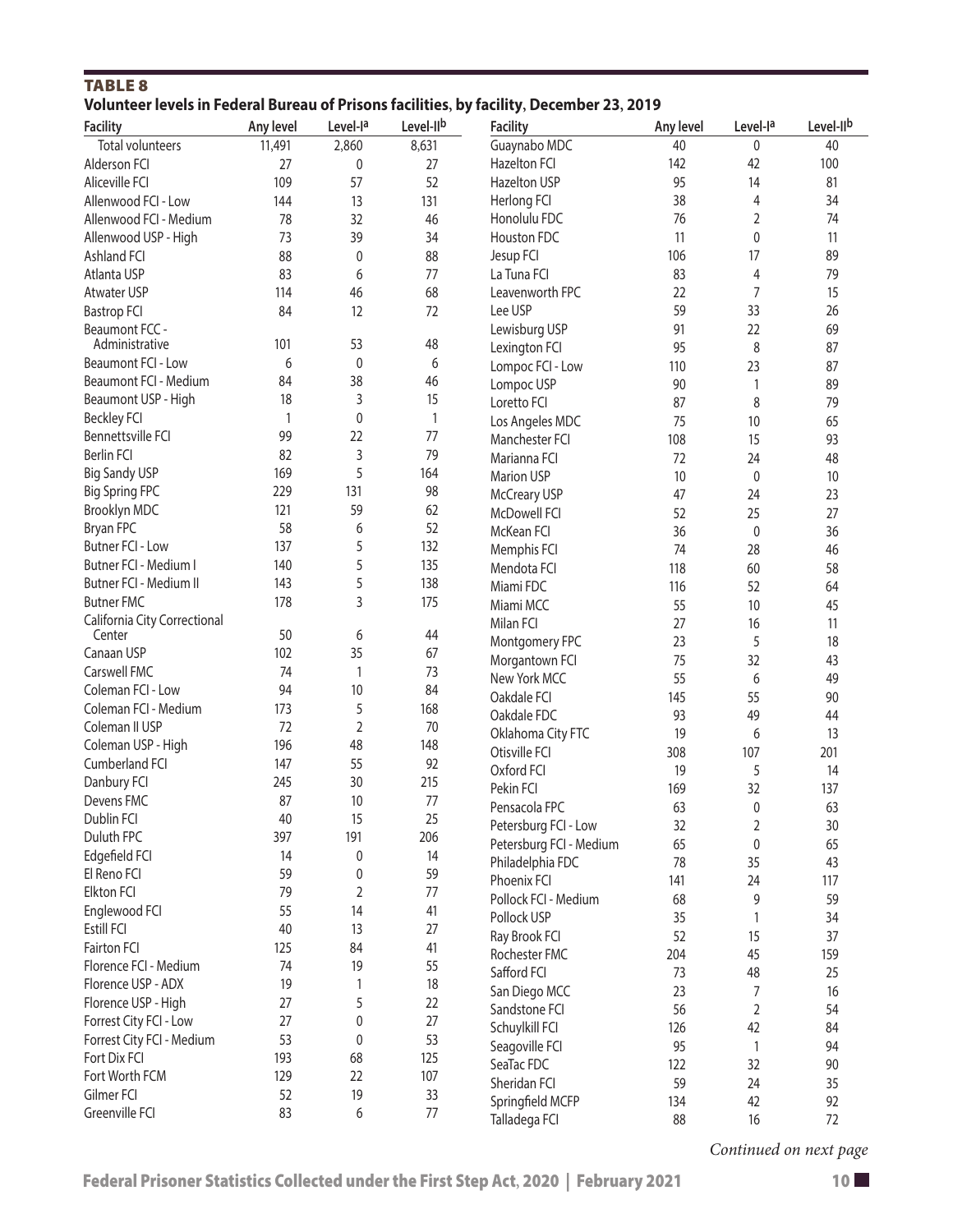**TABLE 8**

**Volunteer levels in Federal Bureau of Prisons facilities, by facility, December 23, 2019**

| Facility | Any level | Level-I[a] | Level-II[b] |
|---|---|---|---|
| Total volunteers | 11,491 | 2,860 | 8,631 |
| Alderson FCI | 27 | 0 | 27 |
| Aliceville FCI | 109 | 57 | 52 |
| Allenwood FCI - Low | 144 | 13 | 131 |
| Allenwood FCI - Medium | 78 | 32 | 46 |
| Allenwood USP - High | 73 | 39 | 34 |
| Ashland FCI | 88 | 0 | 88 |
| Atlanta USP | 83 | 6 | 77 |
| Atwater USP | 114 | 46 | 68 |
| Bastrop FCI | 84 | 12 | 72 |
| Beaumont FCC - Administrative | 101 | 53 | 48 |
| Beaumont FCI - Low | 6 | 0 | 6 |
| Beaumont FCI - Medium | 84 | 38 | 46 |
| Beaumont USP - High | 18 | 3 | 15 |
| Beckley FCI | 1 | 0 | 1 |
| Bennettsville FCI | 99 | 22 | 77 |
| Berlin FCI | 82 | 3 | 79 |
| Big Sandy USP | 169 | 5 | 164 |
| Big Spring FPC | 229 | 131 | 98 |
| Brooklyn MDC | 121 | 59 | 62 |
| Bryan FPC | 58 | 6 | 52 |
| Butner FCI - Low | 137 | 5 | 132 |
| Butner FCI - Medium I | 140 | 5 | 135 |
| Butner FCI - Medium II | 143 | 5 | 138 |
| Butner FMC | 178 | 3 | 175 |
| California City Correctional Center | 50 | 6 | 44 |
| Canaan USP | 102 | 35 | 67 |
| Carswell FMC | 74 | 1 | 73 |
| Coleman FCI - Low | 94 | 10 | 84 |
| Coleman FCI - Medium | 173 | 5 | 168 |
| Coleman II USP | 72 | 2 | 70 |
| Coleman USP - High | 196 | 48 | 148 |
| Cumberland FCI | 147 | 55 | 92 |
| Danbury FCI | 245 | 30 | 215 |
| Devens FMC | 87 | 10 | 77 |
| Dublin FCI | 40 | 15 | 25 |
| Duluth FPC | 397 | 191 | 206 |
| Edgefield FCI | 14 | 0 | 14 |
| El Reno FCI | 59 | 0 | 59 |
| Elkton FCI | 79 | 2 | 77 |
| Englewood FCI | 55 | 14 | 41 |
| Estill FCI | 40 | 13 | 27 |
| Fairton FCI | 125 | 84 | 41 |
| Florence FCI - Medium | 74 | 19 | 55 |
| Florence USP - ADX | 19 | 1 | 18 |
| Florence USP - High | 27 | 5 | 22 |
| Forrest City FCI - Low | 27 | 0 | 27 |
| Forrest City FCI - Medium | 53 | 0 | 53 |
| Fort Dix FCI | 193 | 68 | 125 |
| Fort Worth FCM | 129 | 22 | 107 |
| Gilmer FCI | 52 | 19 | 33 |
| Greenville FCI | 83 | 6 | 77 |
| Guaynabo MDC | 40 | 0 | 40 |
| Hazelton FCI | 142 | 42 | 100 |
| Hazelton USP | 95 | 14 | 81 |
| Herlong FCI | 38 | 4 | 34 |
| Honolulu FDC | 76 | 2 | 74 |
| Houston FDC | 11 | 0 | 11 |
| Jesup FCI | 106 | 17 | 89 |
| La Tuna FCI | 83 | 4 | 79 |
| Leavenworth FPC | 22 | 7 | 15 |
| Lee USP | 59 | 33 | 26 |
| Lewisburg USP | 91 | 22 | 69 |
| Lexington FCI | 95 | 8 | 87 |
| Lompoc FCI - Low | 110 | 23 | 87 |
| Lompoc USP | 90 | 1 | 89 |
| Loretto FCI | 87 | 8 | 79 |
| Los Angeles MDC | 75 | 10 | 65 |
| Manchester FCI | 108 | 15 | 93 |
| Marianna FCI | 72 | 24 | 48 |
| Marion USP | 10 | 0 | 10 |
| McCreary USP | 47 | 24 | 23 |
| McDowell FCI | 52 | 25 | 27 |
| McKean FCI | 36 | 0 | 36 |
| Memphis FCI | 74 | 28 | 46 |
| Mendota FCI | 118 | 60 | 58 |
| Miami FDC | 116 | 52 | 64 |
| Miami MCC | 55 | 10 | 45 |
| Milan FCI | 27 | 16 | 11 |
| Montgomery FPC | 23 | 5 | 18 |
| Morgantown FCI | 75 | 32 | 43 |
| New York MCC | 55 | 6 | 49 |
| Oakdale FCI | 145 | 55 | 90 |
| Oakdale FDC | 93 | 49 | 44 |
| Oklahoma City FTC | 19 | 6 | 13 |
| Otisville FCI | 308 | 107 | 201 |
| Oxford FCI | 19 | 5 | 14 |
| Pekin FCI | 169 | 32 | 137 |
| Pensacola FPC | 63 | 0 | 63 |
| Petersburg FCI - Low | 32 | 2 | 30 |
| Petersburg FCI - Medium | 65 | 0 | 65 |
| Philadelphia FDC | 78 | 35 | 43 |
| Phoenix FCI | 141 | 24 | 117 |
| Pollock FCI - Medium | 68 | 9 | 59 |
| Pollock USP | 35 | 1 | 34 |
| Ray Brook FCI | 52 | 15 | 37 |
| Rochester FMC | 204 | 45 | 159 |
| Safford FCI | 73 | 48 | 25 |
| San Diego MCC | 23 | 7 | 16 |
| Sandstone FCI | 56 | 2 | 54 |
| Schuylkill FCI | 126 | 42 | 84 |
| Seagoville FCI | 95 | 1 | 94 |
| SeaTac FDC | 122 | 32 | 90 |
| Sheridan FCI | 59 | 24 | 35 |
| Springfield MCFP | 134 | 42 | 92 |
| Talladega FCI | 88 | 16 | 72 |

*Continued on next page*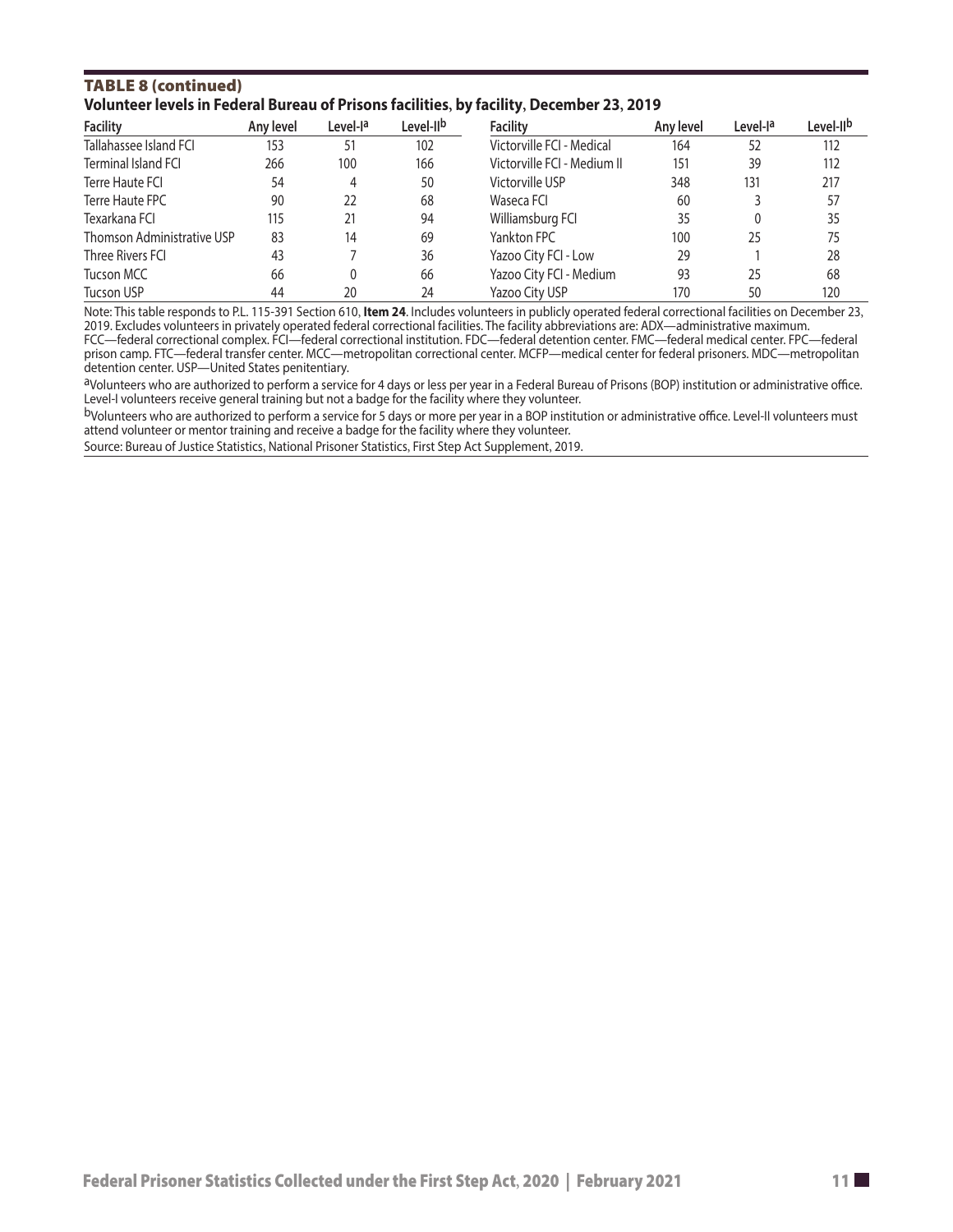### TABLE 8 (continued)

**Volunteer levels in Federal Bureau of Prisons facilities, by facility, December 23, 2019**

| Facility | Any level | Level-I[a] | Level-II[b] | Facility | Any level | Level-I[a] | Level-II[b] |
|---|---|---|---|---|---|---|---|
| Tallahassee Island FCI | 153 | 51 | 102 | Victorville FCI - Medical | 164 | 52 | 112 |
| Terminal Island FCI | 266 | 100 | 166 | Victorville FCI - Medium II | 151 | 39 | 112 |
| Terre Haute FCI | 54 | 4 | 50 | Victorville USP | 348 | 131 | 217 |
| Terre Haute FPC | 90 | 22 | 68 | Waseca FCI | 60 | 3 | 57 |
| Texarkana FCI | 115 | 21 | 94 | Williamsburg FCI | 35 | 0 | 35 |
| Thomson Administrative USP | 83 | 14 | 69 | Yankton FPC | 100 | 25 | 75 |
| Three Rivers FCI | 43 | 7 | 36 | Yazoo City FCI - Low | 29 | 1 | 28 |
| Tucson MCC | 66 | 0 | 66 | Yazoo City FCI - Medium | 93 | 25 | 68 |
| Tucson USP | 44 | 20 | 24 | Yazoo City USP | 170 | 50 | 120 |

Note: This table responds to P.L. 115-391 Section 610, **Item 24**. Includes volunteers in publicly operated federal correctional facilities on December 23, 2019. Excludes volunteers in privately operated federal correctional facilities. The facility abbreviations are: ADX—administrative maximum. FCC—federal correctional complex. FCI—federal correctional institution. FDC—federal detention center. FMC—federal medical center. FPC—federal prison camp. FTC—federal transfer center. MCC—metropolitan correctional center. MCFP—medical center for federal prisoners. MDC—metropolitan detention center. USP—United States penitentiary.

[a]Volunteers who are authorized to perform a service for 4 days or less per year in a Federal Bureau of Prisons (BOP) institution or administrative office. Level-I volunteers receive general training but not a badge for the facility where they volunteer.

[b]Volunteers who are authorized to perform a service for 5 days or more per year in a BOP institution or administrative office. Level-II volunteers must attend volunteer or mentor training and receive a badge for the facility where they volunteer.

Source: Bureau of Justice Statistics, National Prisoner Statistics, First Step Act Supplement, 2019.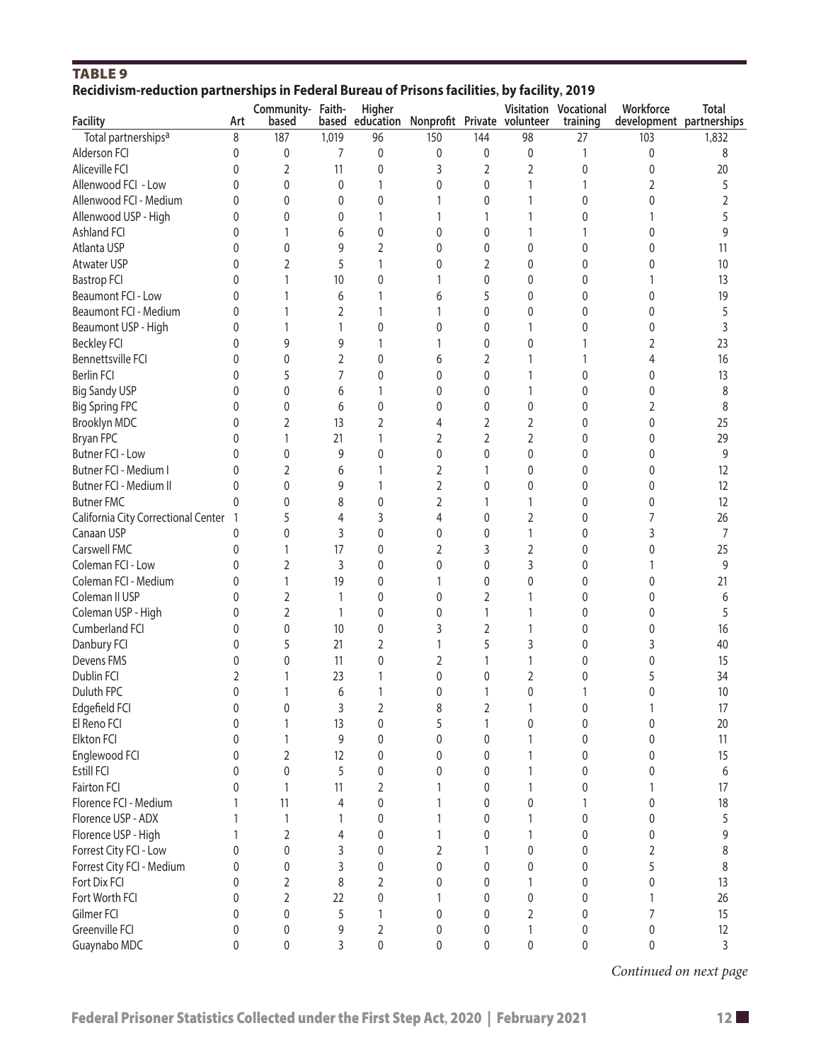**TABLE 9**

**Recidivism-reduction partnerships in Federal Bureau of Prisons facilities, by facility, 2019**

| Facility | Art | Community-based | Faith-based | Higher education | Nonprofit | Private | Visitation volunteer | Vocational training | Workforce development | Total partnerships |
|---|---|---|---|---|---|---|---|---|---|---|
| Total partnerships[a] | 8 | 187 | 1,019 | 96 | 150 | 144 | 98 | 27 | 103 | 1,832 |
| Alderson FCI | 0 | 0 | 7 | 0 | 0 | 0 | 0 | 1 | 0 | 8 |
| Aliceville FCI | 0 | 2 | 11 | 0 | 3 | 2 | 2 | 0 | 0 | 20 |
| Allenwood FCI - Low | 0 | 0 | 0 | 1 | 0 | 0 | 1 | 1 | 2 | 5 |
| Allenwood FCI - Medium | 0 | 0 | 0 | 0 | 1 | 0 | 1 | 0 | 0 | 2 |
| Allenwood USP - High | 0 | 0 | 0 | 1 | 1 | 1 | 1 | 0 | 1 | 5 |
| Ashland FCI | 0 | 1 | 6 | 0 | 0 | 0 | 1 | 1 | 0 | 9 |
| Atlanta USP | 0 | 0 | 9 | 2 | 0 | 0 | 0 | 0 | 0 | 11 |
| Atwater USP | 0 | 2 | 5 | 1 | 0 | 2 | 0 | 0 | 0 | 10 |
| Bastrop FCI | 0 | 1 | 10 | 0 | 1 | 0 | 0 | 0 | 1 | 13 |
| Beaumont FCI - Low | 0 | 1 | 6 | 1 | 6 | 5 | 0 | 0 | 0 | 19 |
| Beaumont FCI - Medium | 0 | 1 | 2 | 1 | 1 | 0 | 0 | 0 | 0 | 5 |
| Beaumont USP - High | 0 | 1 | 1 | 0 | 0 | 0 | 1 | 0 | 0 | 3 |
| Beckley FCI | 0 | 9 | 9 | 1 | 1 | 0 | 0 | 1 | 2 | 23 |
| Bennettsville FCI | 0 | 0 | 2 | 0 | 6 | 2 | 1 | 1 | 4 | 16 |
| Berlin FCI | 0 | 5 | 7 | 0 | 0 | 0 | 1 | 0 | 0 | 13 |
| Big Sandy USP | 0 | 0 | 6 | 1 | 0 | 0 | 1 | 0 | 0 | 8 |
| Big Spring FPC | 0 | 0 | 6 | 0 | 0 | 0 | 0 | 0 | 2 | 8 |
| Brooklyn MDC | 0 | 2 | 13 | 2 | 4 | 2 | 2 | 0 | 0 | 25 |
| Bryan FPC | 0 | 1 | 21 | 1 | 2 | 2 | 2 | 0 | 0 | 29 |
| Butner FCI - Low | 0 | 0 | 9 | 0 | 0 | 0 | 0 | 0 | 0 | 9 |
| Butner FCI - Medium I | 0 | 2 | 6 | 1 | 2 | 1 | 0 | 0 | 0 | 12 |
| Butner FCI - Medium II | 0 | 0 | 9 | 1 | 2 | 0 | 0 | 0 | 0 | 12 |
| Butner FMC | 0 | 0 | 8 | 0 | 2 | 1 | 1 | 0 | 0 | 12 |
| California City Correctional Center | 1 | 5 | 4 | 3 | 4 | 0 | 2 | 0 | 7 | 26 |
| Canaan USP | 0 | 0 | 3 | 0 | 0 | 0 | 1 | 0 | 3 | 7 |
| Carswell FMC | 0 | 1 | 17 | 0 | 2 | 3 | 2 | 0 | 0 | 25 |
| Coleman FCI - Low | 0 | 2 | 3 | 0 | 0 | 0 | 3 | 0 | 1 | 9 |
| Coleman FCI - Medium | 0 | 1 | 19 | 0 | 1 | 0 | 0 | 0 | 0 | 21 |
| Coleman II USP | 0 | 2 | 1 | 0 | 0 | 2 | 1 | 0 | 0 | 6 |
| Coleman USP - High | 0 | 2 | 1 | 0 | 0 | 1 | 1 | 0 | 0 | 5 |
| Cumberland FCI | 0 | 0 | 10 | 0 | 3 | 2 | 1 | 0 | 0 | 16 |
| Danbury FCI | 0 | 5 | 21 | 2 | 1 | 5 | 3 | 0 | 3 | 40 |
| Devens FMS | 0 | 0 | 11 | 0 | 2 | 1 | 1 | 0 | 0 | 15 |
| Dublin FCI | 2 | 1 | 23 | 1 | 0 | 0 | 2 | 0 | 5 | 34 |
| Duluth FPC | 0 | 1 | 6 | 1 | 0 | 1 | 0 | 1 | 0 | 10 |
| Edgefield FCI | 0 | 0 | 3 | 2 | 8 | 2 | 1 | 0 | 1 | 17 |
| El Reno FCI | 0 | 1 | 13 | 0 | 5 | 1 | 0 | 0 | 0 | 20 |
| Elkton FCI | 0 | 1 | 9 | 0 | 0 | 0 | 1 | 0 | 0 | 11 |
| Englewood FCI | 0 | 2 | 12 | 0 | 0 | 0 | 1 | 0 | 0 | 15 |
| Estill FCI | 0 | 0 | 5 | 0 | 0 | 0 | 1 | 0 | 0 | 6 |
| Fairton FCI | 0 | 1 | 11 | 2 | 1 | 0 | 1 | 0 | 1 | 17 |
| Florence FCI - Medium | 1 | 11 | 4 | 0 | 1 | 0 | 0 | 1 | 0 | 18 |
| Florence USP - ADX | 1 | 1 | 1 | 0 | 1 | 0 | 1 | 0 | 0 | 5 |
| Florence USP - High | 1 | 2 | 4 | 0 | 1 | 0 | 1 | 0 | 0 | 9 |
| Forrest City FCI - Low | 0 | 0 | 3 | 0 | 2 | 1 | 0 | 0 | 2 | 8 |
| Forrest City FCI - Medium | 0 | 0 | 3 | 0 | 0 | 0 | 0 | 0 | 5 | 8 |
| Fort Dix FCI | 0 | 2 | 8 | 2 | 0 | 0 | 1 | 0 | 0 | 13 |
| Fort Worth FCI | 0 | 2 | 22 | 0 | 1 | 0 | 0 | 0 | 1 | 26 |
| Gilmer FCI | 0 | 0 | 5 | 1 | 0 | 0 | 2 | 0 | 7 | 15 |
| Greenville FCI | 0 | 0 | 9 | 2 | 0 | 0 | 1 | 0 | 0 | 12 |
| Guaynabo MDC | 0 | 0 | 3 | 0 | 0 | 0 | 0 | 0 | 0 | 3 |

*Continued on next page*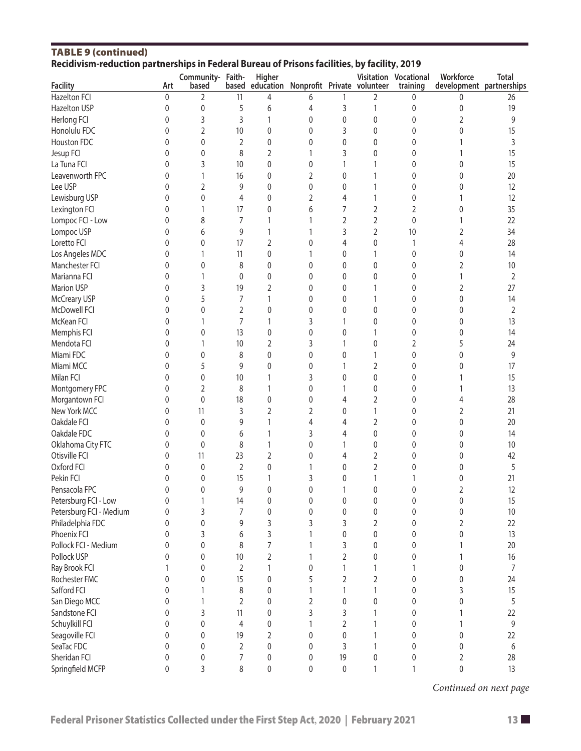## TABLE 9 (continued)

**Recidivism-reduction partnerships in Federal Bureau of Prisons facilities, by facility, 2019**

| Facility | Art | Community-based | Faith-based | Higher education | Nonprofit | Private | Visitation volunteer | Vocational training | Workforce development | Total partnerships |
|---|---|---|---|---|---|---|---|---|---|---|
| Hazelton FCI | 0 | 2 | 11 | 4 | 6 | 1 | 2 | 0 | 0 | 26 |
| Hazelton USP | 0 | 0 | 5 | 6 | 4 | 3 | 1 | 0 | 0 | 19 |
| Herlong FCI | 0 | 3 | 3 | 1 | 0 | 0 | 0 | 0 | 2 | 9 |
| Honolulu FDC | 0 | 2 | 10 | 0 | 0 | 3 | 0 | 0 | 0 | 15 |
| Houston FDC | 0 | 0 | 2 | 0 | 0 | 0 | 0 | 0 | 1 | 3 |
| Jesup FCI | 0 | 0 | 8 | 2 | 1 | 3 | 0 | 0 | 1 | 15 |
| La Tuna FCI | 0 | 3 | 10 | 0 | 0 | 1 | 1 | 0 | 0 | 15 |
| Leavenworth FPC | 0 | 1 | 16 | 0 | 2 | 0 | 1 | 0 | 0 | 20 |
| Lee USP | 0 | 2 | 9 | 0 | 0 | 0 | 1 | 0 | 0 | 12 |
| Lewisburg USP | 0 | 0 | 4 | 0 | 2 | 4 | 1 | 0 | 1 | 12 |
| Lexington FCI | 0 | 1 | 17 | 0 | 6 | 7 | 2 | 2 | 0 | 35 |
| Lompoc FCI - Low | 0 | 8 | 7 | 1 | 1 | 2 | 2 | 0 | 1 | 22 |
| Lompoc USP | 0 | 6 | 9 | 1 | 1 | 3 | 2 | 10 | 2 | 34 |
| Loretto FCI | 0 | 0 | 17 | 2 | 0 | 4 | 0 | 1 | 4 | 28 |
| Los Angeles MDC | 0 | 1 | 11 | 0 | 1 | 0 | 1 | 0 | 0 | 14 |
| Manchester FCI | 0 | 0 | 8 | 0 | 0 | 0 | 0 | 0 | 2 | 10 |
| Marianna FCI | 0 | 1 | 0 | 0 | 0 | 0 | 0 | 0 | 1 | 2 |
| Marion USP | 0 | 3 | 19 | 2 | 0 | 0 | 1 | 0 | 2 | 27 |
| McCreary USP | 0 | 5 | 7 | 1 | 0 | 0 | 1 | 0 | 0 | 14 |
| McDowell FCI | 0 | 0 | 2 | 0 | 0 | 0 | 0 | 0 | 0 | 2 |
| McKean FCI | 0 | 1 | 7 | 1 | 3 | 1 | 0 | 0 | 0 | 13 |
| Memphis FCI | 0 | 0 | 13 | 0 | 0 | 0 | 1 | 0 | 0 | 14 |
| Mendota FCI | 0 | 1 | 10 | 2 | 3 | 1 | 0 | 2 | 5 | 24 |
| Miami FDC | 0 | 0 | 8 | 0 | 0 | 0 | 1 | 0 | 0 | 9 |
| Miami MCC | 0 | 5 | 9 | 0 | 0 | 1 | 2 | 0 | 0 | 17 |
| Milan FCI | 0 | 0 | 10 | 1 | 3 | 0 | 0 | 0 | 1 | 15 |
| Montgomery FPC | 0 | 2 | 8 | 1 | 0 | 1 | 0 | 0 | 1 | 13 |
| Morgantown FCI | 0 | 0 | 18 | 0 | 0 | 4 | 2 | 0 | 4 | 28 |
| New York MCC | 0 | 11 | 3 | 2 | 2 | 0 | 1 | 0 | 2 | 21 |
| Oakdale FCI | 0 | 0 | 9 | 1 | 4 | 4 | 2 | 0 | 0 | 20 |
| Oakdale FDC | 0 | 0 | 6 | 1 | 3 | 4 | 0 | 0 | 0 | 14 |
| Oklahoma City FTC | 0 | 0 | 8 | 1 | 0 | 1 | 0 | 0 | 0 | 10 |
| Otisville FCI | 0 | 11 | 23 | 2 | 0 | 4 | 2 | 0 | 0 | 42 |
| Oxford FCI | 0 | 0 | 2 | 0 | 1 | 0 | 2 | 0 | 0 | 5 |
| Pekin FCI | 0 | 0 | 15 | 1 | 3 | 0 | 1 | 1 | 0 | 21 |
| Pensacola FPC | 0 | 0 | 9 | 0 | 0 | 1 | 0 | 0 | 2 | 12 |
| Petersburg FCI - Low | 0 | 1 | 14 | 0 | 0 | 0 | 0 | 0 | 0 | 15 |
| Petersburg FCI - Medium | 0 | 3 | 7 | 0 | 0 | 0 | 0 | 0 | 0 | 10 |
| Philadelphia FDC | 0 | 0 | 9 | 3 | 3 | 3 | 2 | 0 | 2 | 22 |
| Phoenix FCI | 0 | 3 | 6 | 3 | 1 | 0 | 0 | 0 | 0 | 13 |
| Pollock FCI - Medium | 0 | 0 | 8 | 7 | 1 | 3 | 0 | 0 | 1 | 20 |
| Pollock USP | 0 | 0 | 10 | 2 | 1 | 2 | 0 | 0 | 1 | 16 |
| Ray Brook FCI | 1 | 0 | 2 | 1 | 0 | 1 | 1 | 1 | 0 | 7 |
| Rochester FMC | 0 | 0 | 15 | 0 | 5 | 2 | 2 | 0 | 0 | 24 |
| Safford FCI | 0 | 1 | 8 | 0 | 1 | 1 | 1 | 0 | 3 | 15 |
| San Diego MCC | 0 | 1 | 2 | 0 | 2 | 0 | 0 | 0 | 0 | 5 |
| Sandstone FCI | 0 | 3 | 11 | 0 | 3 | 3 | 1 | 0 | 1 | 22 |
| Schuylkill FCI | 0 | 0 | 4 | 0 | 1 | 2 | 1 | 0 | 1 | 9 |
| Seagoville FCI | 0 | 0 | 19 | 2 | 0 | 0 | 1 | 0 | 0 | 22 |
| SeaTac FDC | 0 | 0 | 2 | 0 | 0 | 3 | 1 | 0 | 0 | 6 |
| Sheridan FCI | 0 | 0 | 7 | 0 | 0 | 19 | 0 | 0 | 2 | 28 |
| Springfield MCFP | 0 | 3 | 8 | 0 | 0 | 0 | 1 | 1 | 0 | 13 |

*Continued on next page*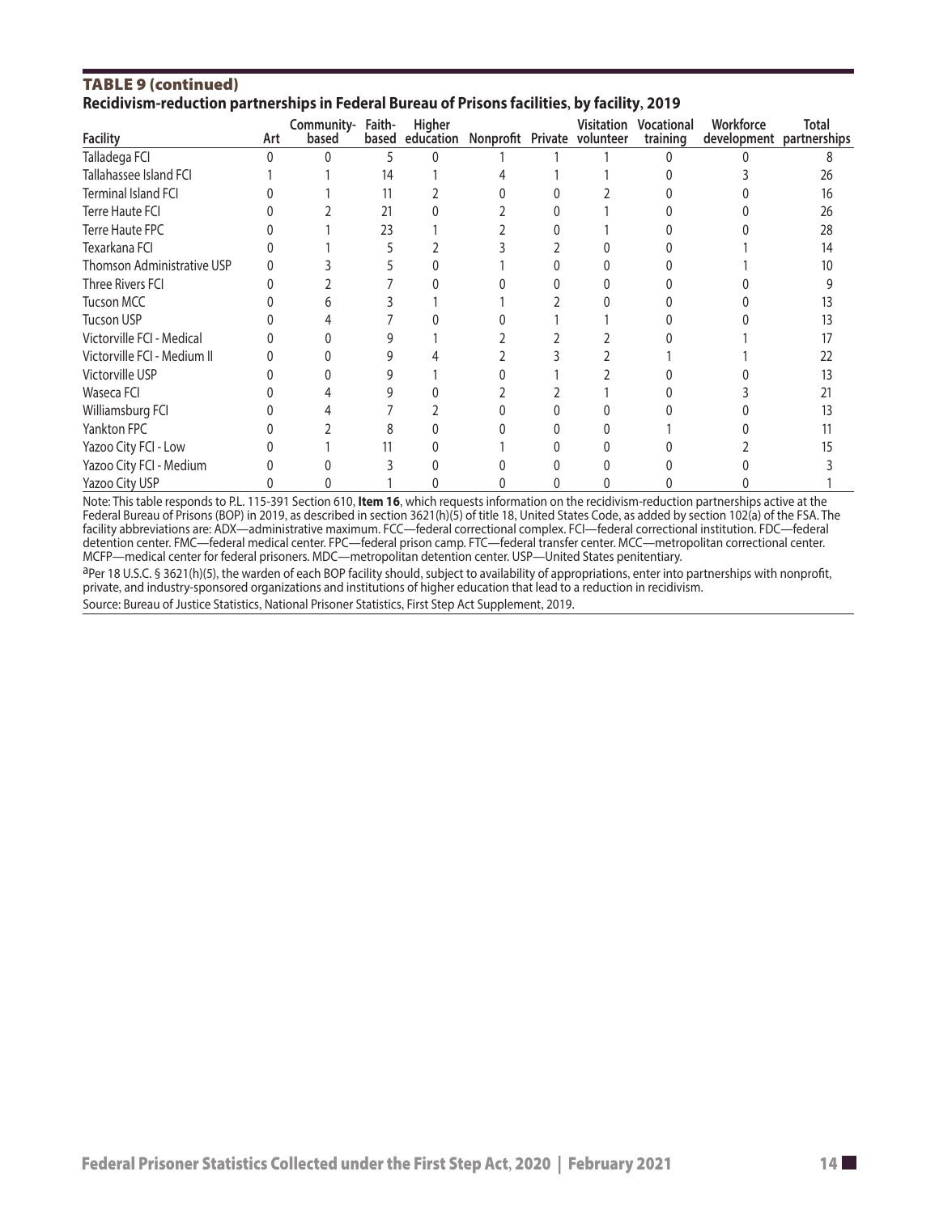## TABLE 9 (continued)

**Recidivism-reduction partnerships in Federal Bureau of Prisons facilities, by facility, 2019**

| Facility | Art | Community-based | Faith-based | Higher education | Nonprofit | Private | Visitation volunteer | Vocational training | Workforce development | Total partnerships |
|---|---|---|---|---|---|---|---|---|---|---|
| Talladega FCI | 0 | 0 | 5 | 0 | 1 | 1 | 1 | 0 | 0 | 8 |
| Tallahassee Island FCI | 1 | 1 | 14 | 1 | 4 | 1 | 1 | 0 | 3 | 26 |
| Terminal Island FCI | 0 | 1 | 11 | 2 | 0 | 0 | 2 | 0 | 0 | 16 |
| Terre Haute FCI | 0 | 2 | 21 | 0 | 2 | 0 | 1 | 0 | 0 | 26 |
| Terre Haute FPC | 0 | 1 | 23 | 1 | 2 | 0 | 1 | 0 | 0 | 28 |
| Texarkana FCI | 0 | 1 | 5 | 2 | 3 | 2 | 0 | 0 | 1 | 14 |
| Thomson Administrative USP | 0 | 3 | 5 | 0 | 1 | 0 | 0 | 0 | 1 | 10 |
| Three Rivers FCI | 0 | 2 | 7 | 0 | 0 | 0 | 0 | 0 | 0 | 9 |
| Tucson MCC | 0 | 6 | 3 | 1 | 1 | 2 | 0 | 0 | 0 | 13 |
| Tucson USP | 0 | 4 | 7 | 0 | 0 | 1 | 1 | 0 | 0 | 13 |
| Victorville FCI - Medical | 0 | 0 | 9 | 1 | 2 | 2 | 2 | 0 | 1 | 17 |
| Victorville FCI - Medium II | 0 | 0 | 9 | 4 | 2 | 3 | 2 | 1 | 1 | 22 |
| Victorville USP | 0 | 0 | 9 | 1 | 0 | 1 | 2 | 0 | 0 | 13 |
| Waseca FCI | 0 | 4 | 9 | 0 | 2 | 2 | 1 | 0 | 3 | 21 |
| Williamsburg FCI | 0 | 4 | 7 | 2 | 0 | 0 | 0 | 0 | 0 | 13 |
| Yankton FPC | 0 | 2 | 8 | 0 | 0 | 0 | 0 | 1 | 0 | 11 |
| Yazoo City FCI - Low | 0 | 1 | 11 | 0 | 1 | 0 | 0 | 0 | 2 | 15 |
| Yazoo City FCI - Medium | 0 | 0 | 3 | 0 | 0 | 0 | 0 | 0 | 0 | 3 |
| Yazoo City USP | 0 | 0 | 1 | 0 | 0 | 0 | 0 | 0 | 0 | 1 |

Note: This table responds to P.L. 115-391 Section 610, **Item 16**, which requests information on the recidivism-reduction partnerships active at the Federal Bureau of Prisons (BOP) in 2019, as described in section 3621(h)(5) of title 18, United States Code, as added by section 102(a) of the FSA. The facility abbreviations are: ADX—administrative maximum. FCC—federal correctional complex. FCI—federal correctional institution. FDC—federal detention center. FMC—federal medical center. FPC—federal prison camp. FTC—federal transfer center. MCC—metropolitan correctional center. MCFP—medical center for federal prisoners. MDC—metropolitan detention center. USP—United States penitentiary.

[a]Per 18 U.S.C. § 3621(h)(5), the warden of each BOP facility should, subject to availability of appropriations, enter into partnerships with nonprofit, private, and industry-sponsored organizations and institutions of higher education that lead to a reduction in recidivism.

Source: Bureau of Justice Statistics, National Prisoner Statistics, First Step Act Supplement, 2019.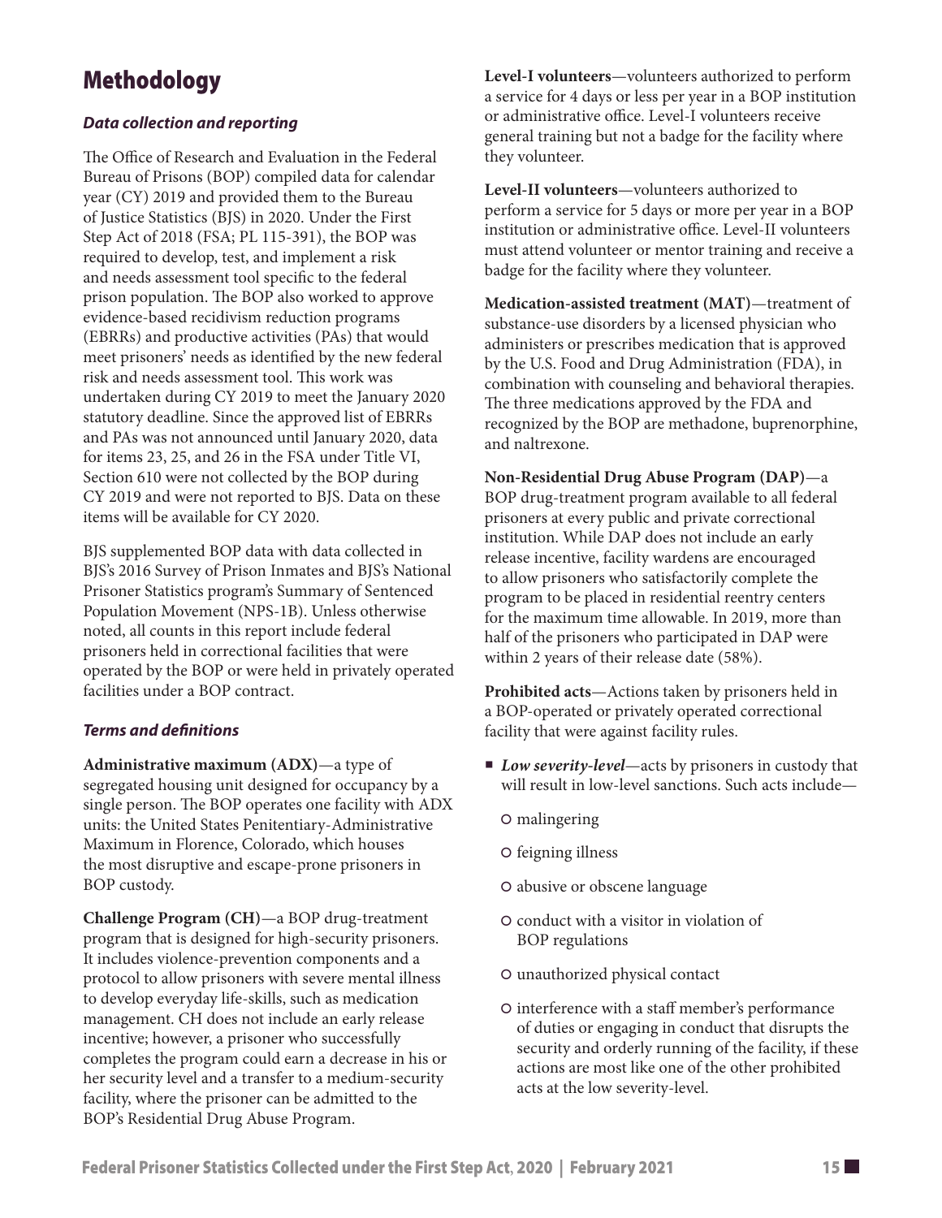# Methodology

### *Data collection and reporting*

The Office of Research and Evaluation in the Federal Bureau of Prisons (BOP) compiled data for calendar year (CY) 2019 and provided them to the Bureau of Justice Statistics (BJS) in 2020. Under the First Step Act of 2018 (FSA; PL 115-391), the BOP was required to develop, test, and implement a risk and needs assessment tool specific to the federal prison population. The BOP also worked to approve evidence-based recidivism reduction programs (EBRRs) and productive activities (PAs) that would meet prisoners' needs as identified by the new federal risk and needs assessment tool. This work was undertaken during CY 2019 to meet the January 2020 statutory deadline. Since the approved list of EBRRs and PAs was not announced until January 2020, data for items 23, 25, and 26 in the FSA under Title VI, Section 610 were not collected by the BOP during CY 2019 and were not reported to BJS. Data on these items will be available for CY 2020.

BJS supplemented BOP data with data collected in BJS's 2016 Survey of Prison Inmates and BJS's National Prisoner Statistics program's Summary of Sentenced Population Movement (NPS-1B). Unless otherwise noted, all counts in this report include federal prisoners held in correctional facilities that were operated by the BOP or were held in privately operated facilities under a BOP contract.

### *Terms and definitions*

**Administrative maximum (ADX)**—a type of segregated housing unit designed for occupancy by a single person. The BOP operates one facility with ADX units: the United States Penitentiary-Administrative Maximum in Florence, Colorado, which houses the most disruptive and escape-prone prisoners in BOP custody.

**Challenge Program (CH)**—a BOP drug-treatment program that is designed for high-security prisoners. It includes violence-prevention components and a protocol to allow prisoners with severe mental illness to develop everyday life-skills, such as medication management. CH does not include an early release incentive; however, a prisoner who successfully completes the program could earn a decrease in his or her security level and a transfer to a medium-security facility, where the prisoner can be admitted to the BOP's Residential Drug Abuse Program.

**Level-I volunteers**—volunteers authorized to perform a service for 4 days or less per year in a BOP institution or administrative office. Level-I volunteers receive general training but not a badge for the facility where they volunteer.

**Level-II volunteers**—volunteers authorized to perform a service for 5 days or more per year in a BOP institution or administrative office. Level-II volunteers must attend volunteer or mentor training and receive a badge for the facility where they volunteer.

**Medication-assisted treatment (MAT)**—treatment of substance-use disorders by a licensed physician who administers or prescribes medication that is approved by the U.S. Food and Drug Administration (FDA), in combination with counseling and behavioral therapies. The three medications approved by the FDA and recognized by the BOP are methadone, buprenorphine, and naltrexone.

**Non-Residential Drug Abuse Program (DAP)**—a BOP drug-treatment program available to all federal prisoners at every public and private correctional institution. While DAP does not include an early release incentive, facility wardens are encouraged to allow prisoners who satisfactorily complete the program to be placed in residential reentry centers for the maximum time allowable. In 2019, more than half of the prisoners who participated in DAP were within 2 years of their release date (58%).

**Prohibited acts**—Actions taken by prisoners held in a BOP-operated or privately operated correctional facility that were against facility rules.

- ***Low severity-level***—acts by prisoners in custody that will result in low-level sanctions. Such acts include—
  - malingering
  - feigning illness
  - abusive or obscene language
  - conduct with a visitor in violation of BOP regulations
  - unauthorized physical contact
  - interference with a staff member's performance of duties or engaging in conduct that disrupts the security and orderly running of the facility, if these actions are most like one of the other prohibited acts at the low severity-level.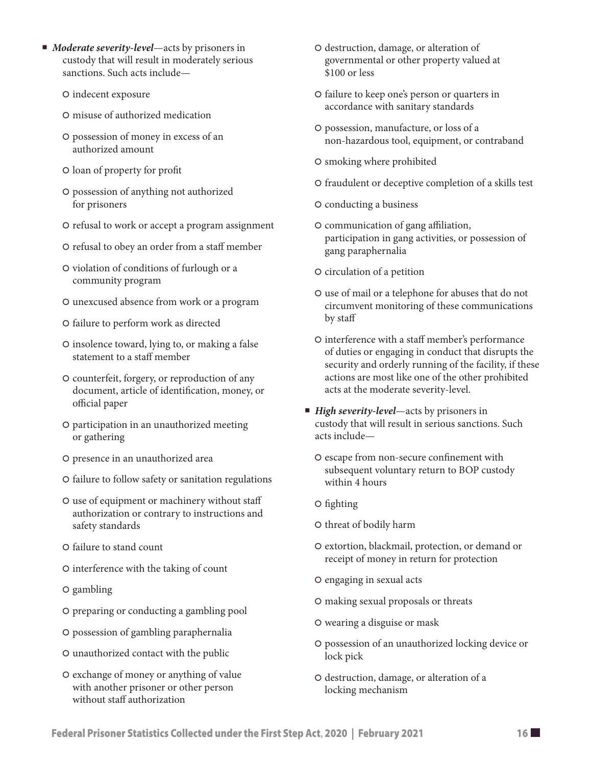- ***Moderate severity-level***—acts by prisoners in custody that will result in moderately serious sanctions. Such acts include—
  - indecent exposure
  - misuse of authorized medication
  - possession of money in excess of an authorized amount
  - loan of property for profit
  - possession of anything not authorized for prisoners
  - refusal to work or accept a program assignment
  - refusal to obey an order from a staff member
  - violation of conditions of furlough or a community program
  - unexcused absence from work or a program
  - failure to perform work as directed
  - insolence toward, lying to, or making a false statement to a staff member
  - counterfeit, forgery, or reproduction of any document, article of identification, money, or official paper
  - participation in an unauthorized meeting or gathering
  - presence in an unauthorized area
  - failure to follow safety or sanitation regulations
  - use of equipment or machinery without staff authorization or contrary to instructions and safety standards
  - failure to stand count
  - interference with the taking of count
  - gambling
  - preparing or conducting a gambling pool
  - possession of gambling paraphernalia
  - unauthorized contact with the public
  - exchange of money or anything of value with another prisoner or other person without staff authorization
  - destruction, damage, or alteration of governmental or other property valued at $100 or less
  - failure to keep one's person or quarters in accordance with sanitary standards
  - possession, manufacture, or loss of a non-hazardous tool, equipment, or contraband
  - smoking where prohibited
  - fraudulent or deceptive completion of a skills test
  - conducting a business
  - communication of gang affiliation, participation in gang activities, or possession of gang paraphernalia
  - circulation of a petition
  - use of mail or a telephone for abuses that do not circumvent monitoring of these communications by staff
  - interference with a staff member's performance of duties or engaging in conduct that disrupts the security and orderly running of the facility, if these actions are most like one of the other prohibited acts at the moderate severity-level.
- ***High severity-level***—acts by prisoners in custody that will result in serious sanctions. Such acts include—
  - escape from non-secure confinement with subsequent voluntary return to BOP custody within 4 hours
  - fighting
  - threat of bodily harm
  - extortion, blackmail, protection, or demand or receipt of money in return for protection
  - engaging in sexual acts
  - making sexual proposals or threats
  - wearing a disguise or mask
  - possession of an unauthorized locking device or lock pick
  - destruction, damage, or alteration of a locking mechanism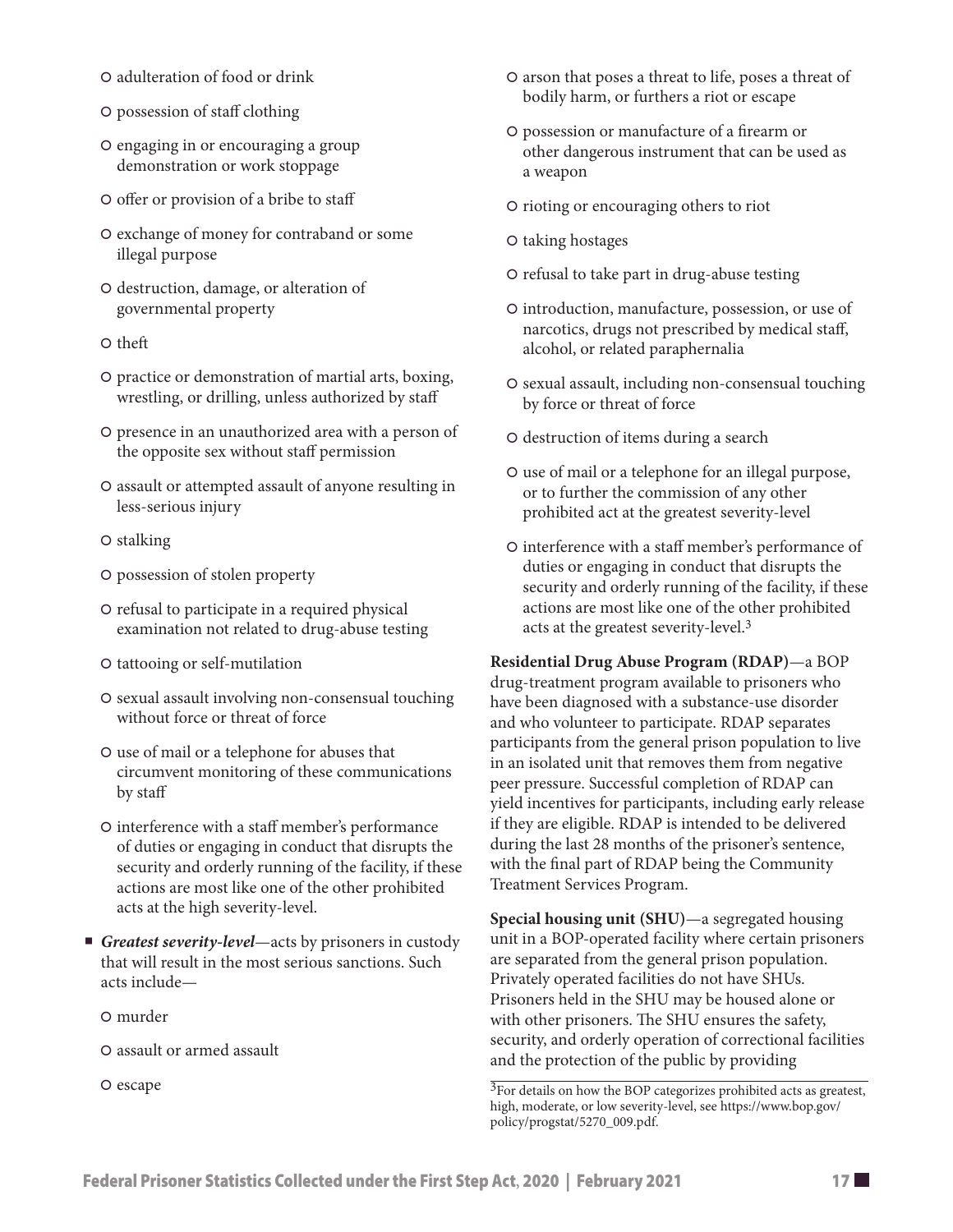- adulteration of food or drink
- possession of staff clothing
- engaging in or encouraging a group demonstration or work stoppage
- offer or provision of a bribe to staff
- exchange of money for contraband or some illegal purpose
- destruction, damage, or alteration of governmental property
- theft
- practice or demonstration of martial arts, boxing, wrestling, or drilling, unless authorized by staff
- presence in an unauthorized area with a person of the opposite sex without staff permission
- assault or attempted assault of anyone resulting in less-serious injury
- stalking
- possession of stolen property
- refusal to participate in a required physical examination not related to drug-abuse testing
- tattooing or self-mutilation
- sexual assault involving non-consensual touching without force or threat of force
- use of mail or a telephone for abuses that circumvent monitoring of these communications by staff
- interference with a staff member's performance of duties or engaging in conduct that disrupts the security and orderly running of the facility, if these actions are most like one of the other prohibited acts at the high severity-level.

- ***Greatest severity-level***—acts by prisoners in custody that will result in the most serious sanctions. Such acts include—
    - murder
    - assault or armed assault
    - escape
    - arson that poses a threat to life, poses a threat of bodily harm, or furthers a riot or escape
    - possession or manufacture of a firearm or other dangerous instrument that can be used as a weapon
    - rioting or encouraging others to riot
    - taking hostages
    - refusal to take part in drug-abuse testing
    - introduction, manufacture, possession, or use of narcotics, drugs not prescribed by medical staff, alcohol, or related paraphernalia
    - sexual assault, including non-consensual touching by force or threat of force
    - destruction of items during a search
    - use of mail or a telephone for an illegal purpose, or to further the commission of any other prohibited act at the greatest severity-level
    - interference with a staff member's performance of duties or engaging in conduct that disrupts the security and orderly running of the facility, if these actions are most like one of the other prohibited acts at the greatest severity-level.[3]

**Residential Drug Abuse Program (RDAP)**—a BOP drug-treatment program available to prisoners who have been diagnosed with a substance-use disorder and who volunteer to participate. RDAP separates participants from the general prison population to live in an isolated unit that removes them from negative peer pressure. Successful completion of RDAP can yield incentives for participants, including early release if they are eligible. RDAP is intended to be delivered during the last 28 months of the prisoner's sentence, with the final part of RDAP being the Community Treatment Services Program.

**Special housing unit (SHU)**—a segregated housing unit in a BOP-operated facility where certain prisoners are separated from the general prison population. Privately operated facilities do not have SHUs. Prisoners held in the SHU may be housed alone or with other prisoners. The SHU ensures the safety, security, and orderly operation of correctional facilities and the protection of the public by providing

[3]For details on how the BOP categorizes prohibited acts as greatest, high, moderate, or low severity-level, see https://www.bop.gov/policy/progstat/5270_009.pdf.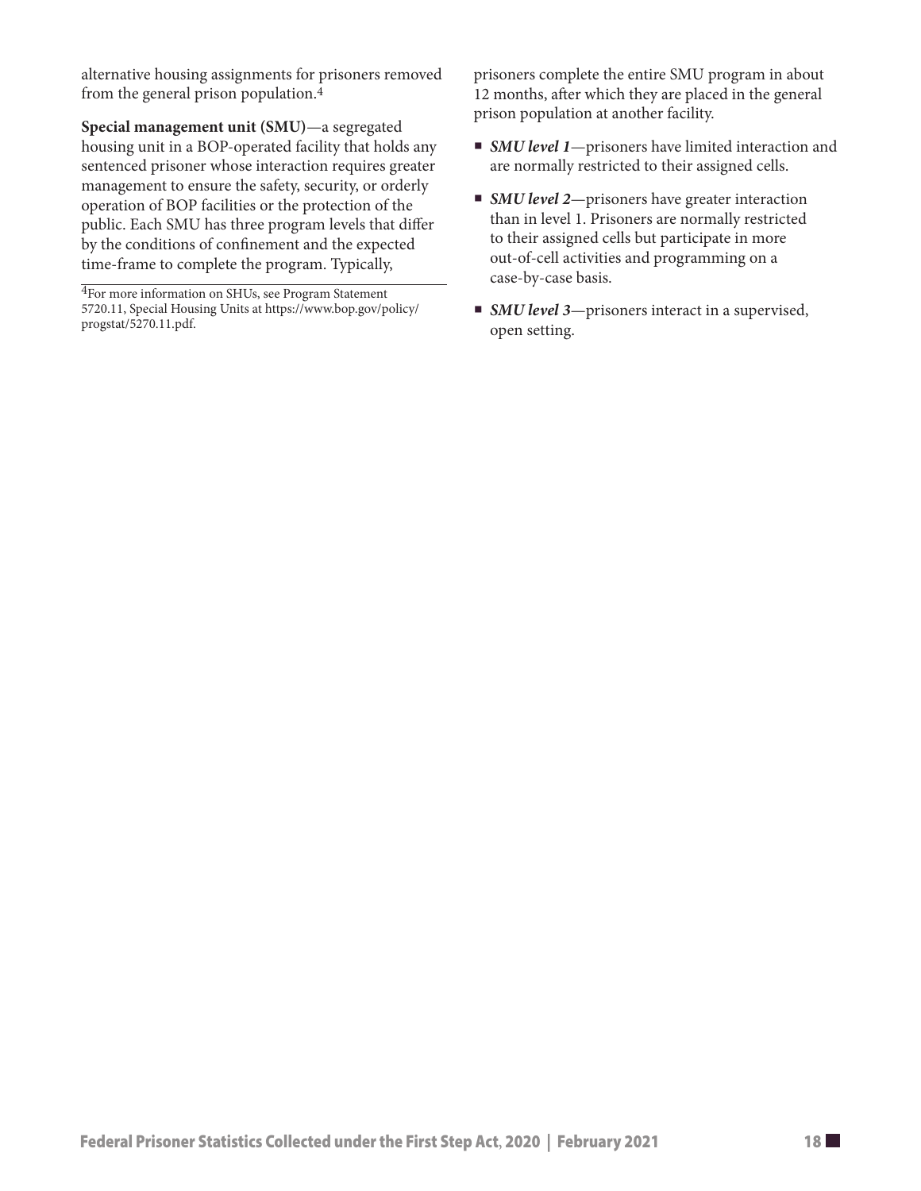alternative housing assignments for prisoners removed from the general prison population.[4]

**Special management unit (SMU)**—a segregated housing unit in a BOP-operated facility that holds any sentenced prisoner whose interaction requires greater management to ensure the safety, security, or orderly operation of BOP facilities or the protection of the public. Each SMU has three program levels that differ by the conditions of confinement and the expected time-frame to complete the program. Typically, prisoners complete the entire SMU program in about 12 months, after which they are placed in the general prison population at another facility.

- ***SMU level 1***—prisoners have limited interaction and are normally restricted to their assigned cells.
- ***SMU level 2***—prisoners have greater interaction than in level 1. Prisoners are normally restricted to their assigned cells but participate in more out-of-cell activities and programming on a case-by-case basis.
- ***SMU level 3***—prisoners interact in a supervised, open setting.

[4]For more information on SHUs, see Program Statement 5720.11, Special Housing Units at https://www.bop.gov/policy/progstat/5270.11.pdf.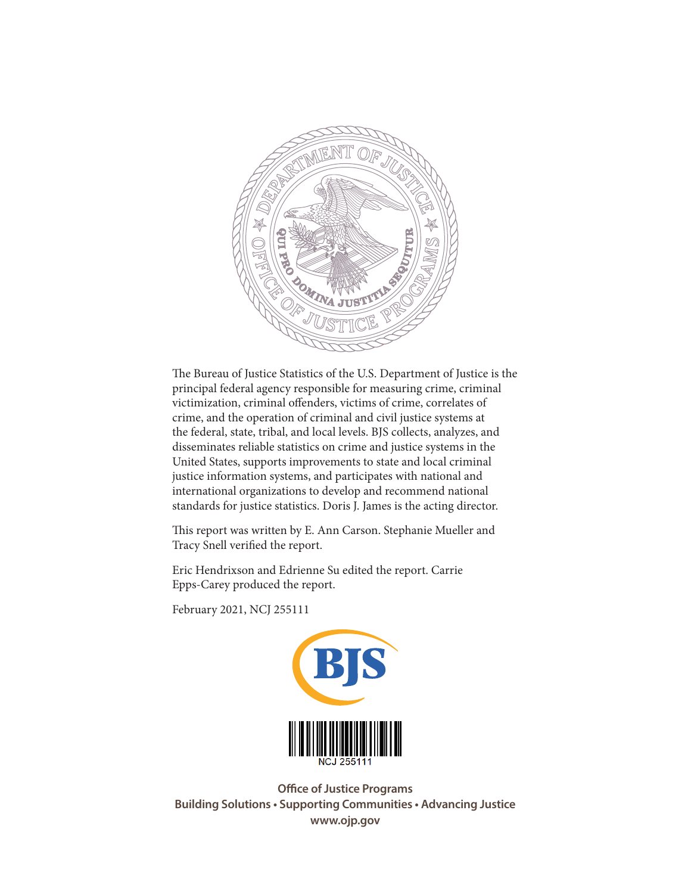The Bureau of Justice Statistics of the U.S. Department of Justice is the principal federal agency responsible for measuring crime, criminal victimization, criminal offenders, victims of crime, correlates of crime, and the operation of criminal and civil justice systems at the federal, state, tribal, and local levels. BJS collects, analyzes, and disseminates reliable statistics on crime and justice systems in the United States, supports improvements to state and local criminal justice information systems, and participates with national and international organizations to develop and recommend national standards for justice statistics. Doris J. James is the acting director.

This report was written by E. Ann Carson. Stephanie Mueller and Tracy Snell verified the report.

Eric Hendrixson and Edrienne Su edited the report. Carrie Epps-Carey produced the report.

February 2021, NCJ 255111

NCJ 255111

**Office of Justice Programs**
**Building Solutions • Supporting Communities • Advancing Justice**
**www.ojp.gov**